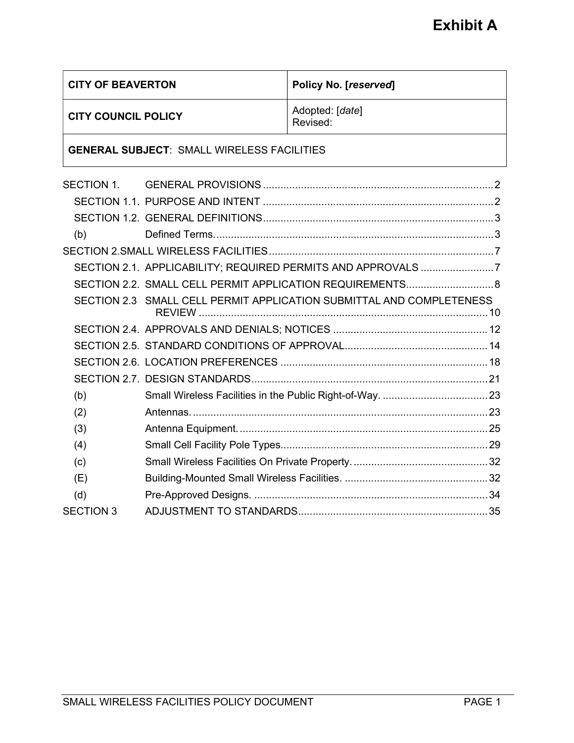# Exhibit A

| CITY OF BEAVERTON | Policy No. [*reserved*] |
|---|---|
| **CITY COUNCIL POLICY** | Adopted: [*date*]<br>Revised: |
| **GENERAL SUBJECT**: SMALL WIRELESS FACILITIES | |

SECTION 1. GENERAL PROVISIONS .......... 2

- SECTION 1.1. PURPOSE AND INTENT .......... 2
- SECTION 1.2. GENERAL DEFINITIONS .......... 3
- (b) Defined Terms. .......... 3

SECTION 2. SMALL WIRELESS FACILITIES .......... 7

- SECTION 2.1. APPLICABILITY; REQUIRED PERMITS AND APPROVALS .......... 7
- SECTION 2.2. SMALL CELL PERMIT APPLICATION REQUIREMENTS .......... 8
- SECTION 2.3 SMALL CELL PERMIT APPLICATION SUBMITTAL AND COMPLETENESS REVIEW .......... 10
- SECTION 2.4. APPROVALS AND DENIALS; NOTICES .......... 12
- SECTION 2.5. STANDARD CONDITIONS OF APPROVAL .......... 14
- SECTION 2.6. LOCATION PREFERENCES .......... 18
- SECTION 2.7. DESIGN STANDARDS .......... 21
- (b) Small Wireless Facilities in the Public Right-of-Way. .......... 23
- (2) Antennas. .......... 23
- (3) Antenna Equipment. .......... 25
- (4) Small Cell Facility Pole Types .......... 29
- (c) Small Wireless Facilities On Private Property. .......... 32
- (E) Building-Mounted Small Wireless Facilities. .......... 32
- (d) Pre-Approved Designs. .......... 34

SECTION 3 ADJUSTMENT TO STANDARDS .......... 35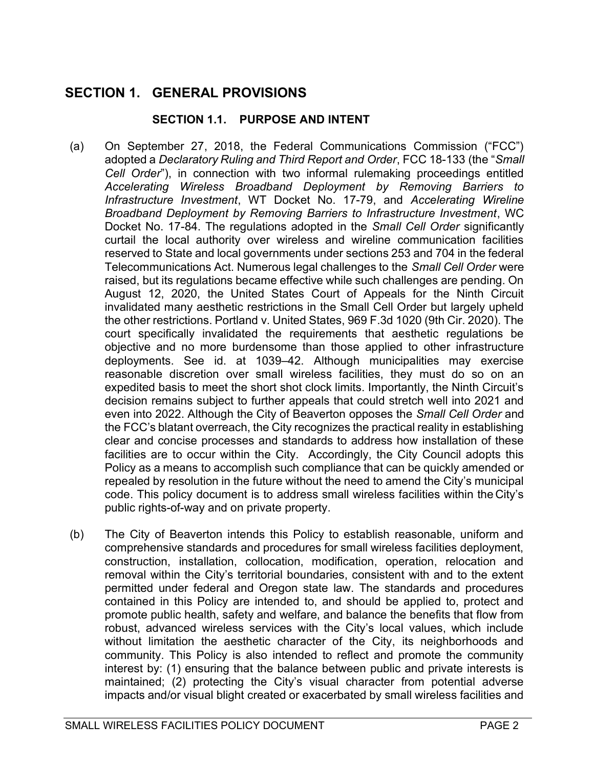# SECTION 1. GENERAL PROVISIONS

## SECTION 1.1. PURPOSE AND INTENT

(a) On September 27, 2018, the Federal Communications Commission ("FCC") adopted a *Declaratory Ruling and Third Report and Order*, FCC 18-133 (the "*Small Cell Order*"), in connection with two informal rulemaking proceedings entitled *Accelerating Wireless Broadband Deployment by Removing Barriers to Infrastructure Investment*, WT Docket No. 17-79, and *Accelerating Wireline Broadband Deployment by Removing Barriers to Infrastructure Investment*, WC Docket No. 17-84. The regulations adopted in the *Small Cell Order* significantly curtail the local authority over wireless and wireline communication facilities reserved to State and local governments under sections 253 and 704 in the federal Telecommunications Act. Numerous legal challenges to the *Small Cell Order* were raised, but its regulations became effective while such challenges are pending. On August 12, 2020, the United States Court of Appeals for the Ninth Circuit invalidated many aesthetic restrictions in the Small Cell Order but largely upheld the other restrictions. Portland v. United States, 969 F.3d 1020 (9th Cir. 2020). The court specifically invalidated the requirements that aesthetic regulations be objective and no more burdensome than those applied to other infrastructure deployments. See id. at 1039–42. Although municipalities may exercise reasonable discretion over small wireless facilities, they must do so on an expedited basis to meet the short shot clock limits. Importantly, the Ninth Circuit's decision remains subject to further appeals that could stretch well into 2021 and even into 2022. Although the City of Beaverton opposes the *Small Cell Order* and the FCC's blatant overreach, the City recognizes the practical reality in establishing clear and concise processes and standards to address how installation of these facilities are to occur within the City. Accordingly, the City Council adopts this Policy as a means to accomplish such compliance that can be quickly amended or repealed by resolution in the future without the need to amend the City's municipal code. This policy document is to address small wireless facilities within the City's public rights-of-way and on private property.

(b) The City of Beaverton intends this Policy to establish reasonable, uniform and comprehensive standards and procedures for small wireless facilities deployment, construction, installation, collocation, modification, operation, relocation and removal within the City's territorial boundaries, consistent with and to the extent permitted under federal and Oregon state law. The standards and procedures contained in this Policy are intended to, and should be applied to, protect and promote public health, safety and welfare, and balance the benefits that flow from robust, advanced wireless services with the City's local values, which include without limitation the aesthetic character of the City, its neighborhoods and community. This Policy is also intended to reflect and promote the community interest by: (1) ensuring that the balance between public and private interests is maintained; (2) protecting the City's visual character from potential adverse impacts and/or visual blight created or exacerbated by small wireless facilities and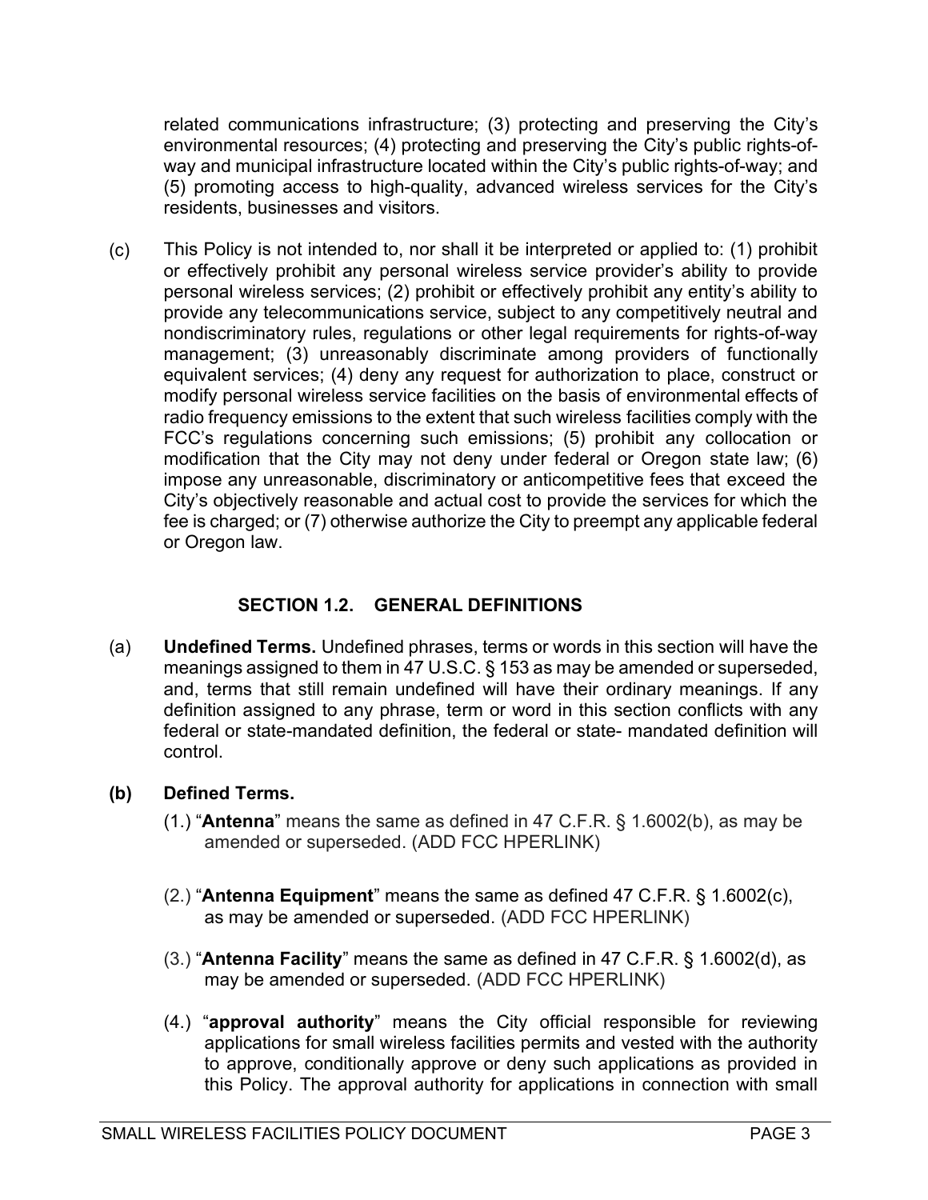related communications infrastructure; (3) protecting and preserving the City's environmental resources; (4) protecting and preserving the City's public rights-of-way and municipal infrastructure located within the City's public rights-of-way; and (5) promoting access to high-quality, advanced wireless services for the City's residents, businesses and visitors.

(c) This Policy is not intended to, nor shall it be interpreted or applied to: (1) prohibit or effectively prohibit any personal wireless service provider's ability to provide personal wireless services; (2) prohibit or effectively prohibit any entity's ability to provide any telecommunications service, subject to any competitively neutral and nondiscriminatory rules, regulations or other legal requirements for rights-of-way management; (3) unreasonably discriminate among providers of functionally equivalent services; (4) deny any request for authorization to place, construct or modify personal wireless service facilities on the basis of environmental effects of radio frequency emissions to the extent that such wireless facilities comply with the FCC's regulations concerning such emissions; (5) prohibit any collocation or modification that the City may not deny under federal or Oregon state law; (6) impose any unreasonable, discriminatory or anticompetitive fees that exceed the City's objectively reasonable and actual cost to provide the services for which the fee is charged; or (7) otherwise authorize the City to preempt any applicable federal or Oregon law.

## SECTION 1.2. GENERAL DEFINITIONS

(a) **Undefined Terms.** Undefined phrases, terms or words in this section will have the meanings assigned to them in 47 U.S.C. § 153 as may be amended or superseded, and, terms that still remain undefined will have their ordinary meanings. If any definition assigned to any phrase, term or word in this section conflicts with any federal or state-mandated definition, the federal or state- mandated definition will control.

**(b) Defined Terms.**

(1.) "**Antenna**" means the same as defined in 47 C.F.R. § 1.6002(b), as may be amended or superseded. (ADD FCC HPERLINK)

(2.) "**Antenna Equipment**" means the same as defined 47 C.F.R. § 1.6002(c), as may be amended or superseded. (ADD FCC HPERLINK)

(3.) "**Antenna Facility**" means the same as defined in 47 C.F.R. § 1.6002(d), as may be amended or superseded. (ADD FCC HPERLINK)

(4.) "**approval authority**" means the City official responsible for reviewing applications for small wireless facilities permits and vested with the authority to approve, conditionally approve or deny such applications as provided in this Policy. The approval authority for applications in connection with small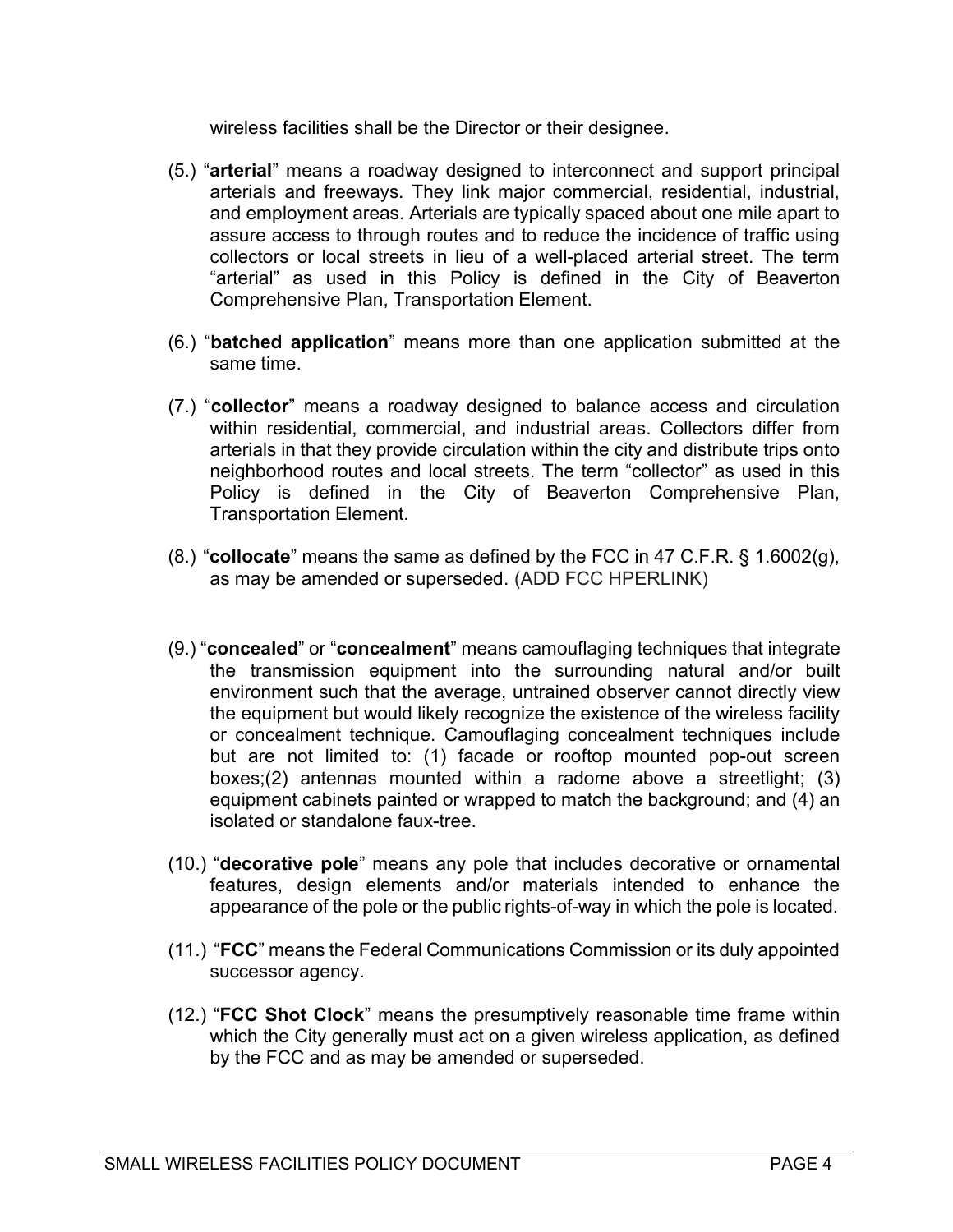wireless facilities shall be the Director or their designee.

(5.) "**arterial**" means a roadway designed to interconnect and support principal arterials and freeways. They link major commercial, residential, industrial, and employment areas. Arterials are typically spaced about one mile apart to assure access to through routes and to reduce the incidence of traffic using collectors or local streets in lieu of a well-placed arterial street. The term "arterial" as used in this Policy is defined in the City of Beaverton Comprehensive Plan, Transportation Element.

(6.) "**batched application**" means more than one application submitted at the same time.

(7.) "**collector**" means a roadway designed to balance access and circulation within residential, commercial, and industrial areas. Collectors differ from arterials in that they provide circulation within the city and distribute trips onto neighborhood routes and local streets. The term "collector" as used in this Policy is defined in the City of Beaverton Comprehensive Plan, Transportation Element.

(8.) "**collocate**" means the same as defined by the FCC in 47 C.F.R. § 1.6002(g), as may be amended or superseded. (ADD FCC HPERLINK)

(9.) "**concealed**" or "**concealment**" means camouflaging techniques that integrate the transmission equipment into the surrounding natural and/or built environment such that the average, untrained observer cannot directly view the equipment but would likely recognize the existence of the wireless facility or concealment technique. Camouflaging concealment techniques include but are not limited to: (1) facade or rooftop mounted pop-out screen boxes;(2) antennas mounted within a radome above a streetlight; (3) equipment cabinets painted or wrapped to match the background; and (4) an isolated or standalone faux-tree.

(10.) "**decorative pole**" means any pole that includes decorative or ornamental features, design elements and/or materials intended to enhance the appearance of the pole or the public rights-of-way in which the pole is located.

(11.) "**FCC**" means the Federal Communications Commission or its duly appointed successor agency.

(12.) "**FCC Shot Clock**" means the presumptively reasonable time frame within which the City generally must act on a given wireless application, as defined by the FCC and as may be amended or superseded.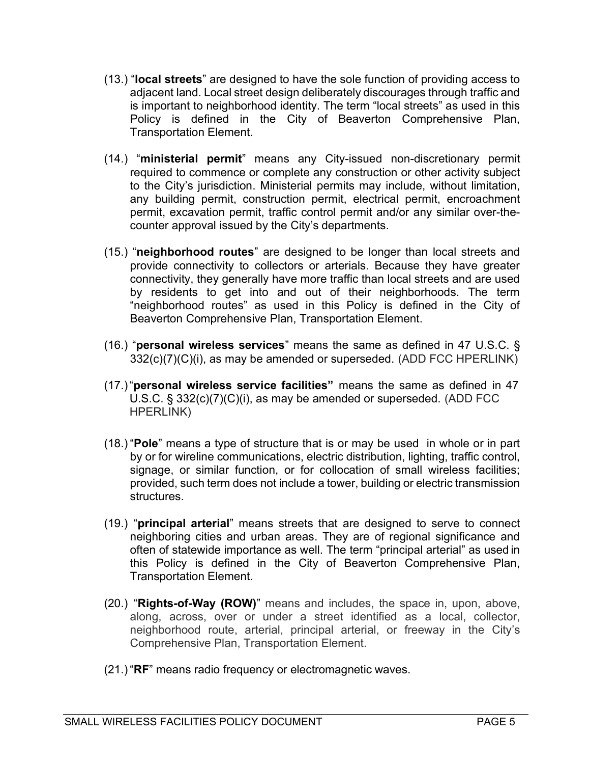(13.) "**local streets**" are designed to have the sole function of providing access to adjacent land. Local street design deliberately discourages through traffic and is important to neighborhood identity. The term "local streets" as used in this Policy is defined in the City of Beaverton Comprehensive Plan, Transportation Element.

(14.) "**ministerial permit**" means any City-issued non-discretionary permit required to commence or complete any construction or other activity subject to the City's jurisdiction. Ministerial permits may include, without limitation, any building permit, construction permit, electrical permit, encroachment permit, excavation permit, traffic control permit and/or any similar over-the-counter approval issued by the City's departments.

(15.) "**neighborhood routes**" are designed to be longer than local streets and provide connectivity to collectors or arterials. Because they have greater connectivity, they generally have more traffic than local streets and are used by residents to get into and out of their neighborhoods. The term "neighborhood routes" as used in this Policy is defined in the City of Beaverton Comprehensive Plan, Transportation Element.

(16.) "**personal wireless services**" means the same as defined in 47 U.S.C. § 332(c)(7)(C)(i), as may be amended or superseded. (ADD FCC HPERLINK)

(17.) "**personal wireless service facilities"** means the same as defined in 47 U.S.C. § 332(c)(7)(C)(i), as may be amended or superseded. (ADD FCC HPERLINK)

(18.) "**Pole**" means a type of structure that is or may be used in whole or in part by or for wireline communications, electric distribution, lighting, traffic control, signage, or similar function, or for collocation of small wireless facilities; provided, such term does not include a tower, building or electric transmission structures.

(19.) "**principal arterial**" means streets that are designed to serve to connect neighboring cities and urban areas. They are of regional significance and often of statewide importance as well. The term "principal arterial" as used in this Policy is defined in the City of Beaverton Comprehensive Plan, Transportation Element.

(20.) "**Rights-of-Way (ROW)**" means and includes, the space in, upon, above, along, across, over or under a street identified as a local, collector, neighborhood route, arterial, principal arterial, or freeway in the City's Comprehensive Plan, Transportation Element.

(21.) "**RF**" means radio frequency or electromagnetic waves.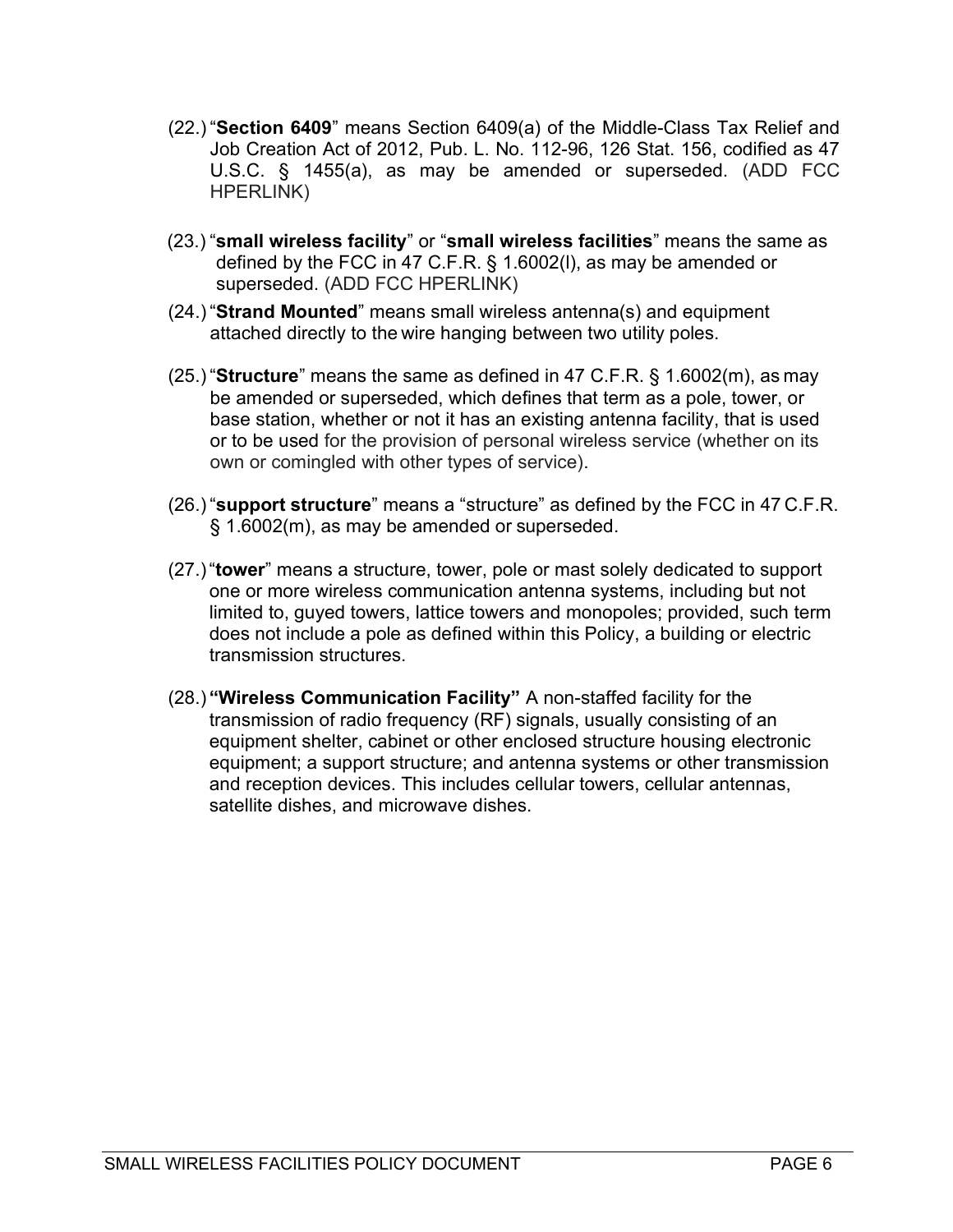(22.) "**Section 6409**" means Section 6409(a) of the Middle-Class Tax Relief and Job Creation Act of 2012, Pub. L. No. 112-96, 126 Stat. 156, codified as 47 U.S.C. § 1455(a), as may be amended or superseded. (ADD FCC HPERLINK)

(23.) "**small wireless facility**" or "**small wireless facilities**" means the same as defined by the FCC in 47 C.F.R. § 1.6002(l), as may be amended or superseded. (ADD FCC HPERLINK)

(24.) "**Strand Mounted**" means small wireless antenna(s) and equipment attached directly to the wire hanging between two utility poles.

(25.) "**Structure**" means the same as defined in 47 C.F.R. § 1.6002(m), as may be amended or superseded, which defines that term as a pole, tower, or base station, whether or not it has an existing antenna facility, that is used or to be used for the provision of personal wireless service (whether on its own or comingled with other types of service).

(26.) "**support structure**" means a "structure" as defined by the FCC in 47 C.F.R. § 1.6002(m), as may be amended or superseded.

(27.) "**tower**" means a structure, tower, pole or mast solely dedicated to support one or more wireless communication antenna systems, including but not limited to, guyed towers, lattice towers and monopoles; provided, such term does not include a pole as defined within this Policy, a building or electric transmission structures.

(28.) **"Wireless Communication Facility"** A non-staffed facility for the transmission of radio frequency (RF) signals, usually consisting of an equipment shelter, cabinet or other enclosed structure housing electronic equipment; a support structure; and antenna systems or other transmission and reception devices. This includes cellular towers, cellular antennas, satellite dishes, and microwave dishes.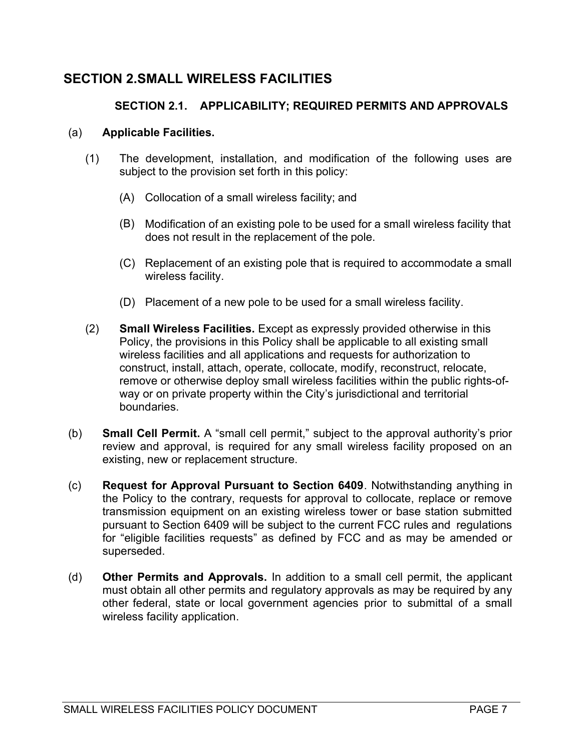# SECTION 2.SMALL WIRELESS FACILITIES

## SECTION 2.1. APPLICABILITY; REQUIRED PERMITS AND APPROVALS

(a) **Applicable Facilities.**

(1) The development, installation, and modification of the following uses are subject to the provision set forth in this policy:

(A) Collocation of a small wireless facility; and

(B) Modification of an existing pole to be used for a small wireless facility that does not result in the replacement of the pole.

(C) Replacement of an existing pole that is required to accommodate a small wireless facility.

(D) Placement of a new pole to be used for a small wireless facility.

(2) **Small Wireless Facilities.** Except as expressly provided otherwise in this Policy, the provisions in this Policy shall be applicable to all existing small wireless facilities and all applications and requests for authorization to construct, install, attach, operate, collocate, modify, reconstruct, relocate, remove or otherwise deploy small wireless facilities within the public rights-of-way or on private property within the City's jurisdictional and territorial boundaries.

(b) **Small Cell Permit.** A "small cell permit," subject to the approval authority's prior review and approval, is required for any small wireless facility proposed on an existing, new or replacement structure.

(c) **Request for Approval Pursuant to Section 6409**. Notwithstanding anything in the Policy to the contrary, requests for approval to collocate, replace or remove transmission equipment on an existing wireless tower or base station submitted pursuant to Section 6409 will be subject to the current FCC rules and regulations for "eligible facilities requests" as defined by FCC and as may be amended or superseded.

(d) **Other Permits and Approvals.** In addition to a small cell permit, the applicant must obtain all other permits and regulatory approvals as may be required by any other federal, state or local government agencies prior to submittal of a small wireless facility application.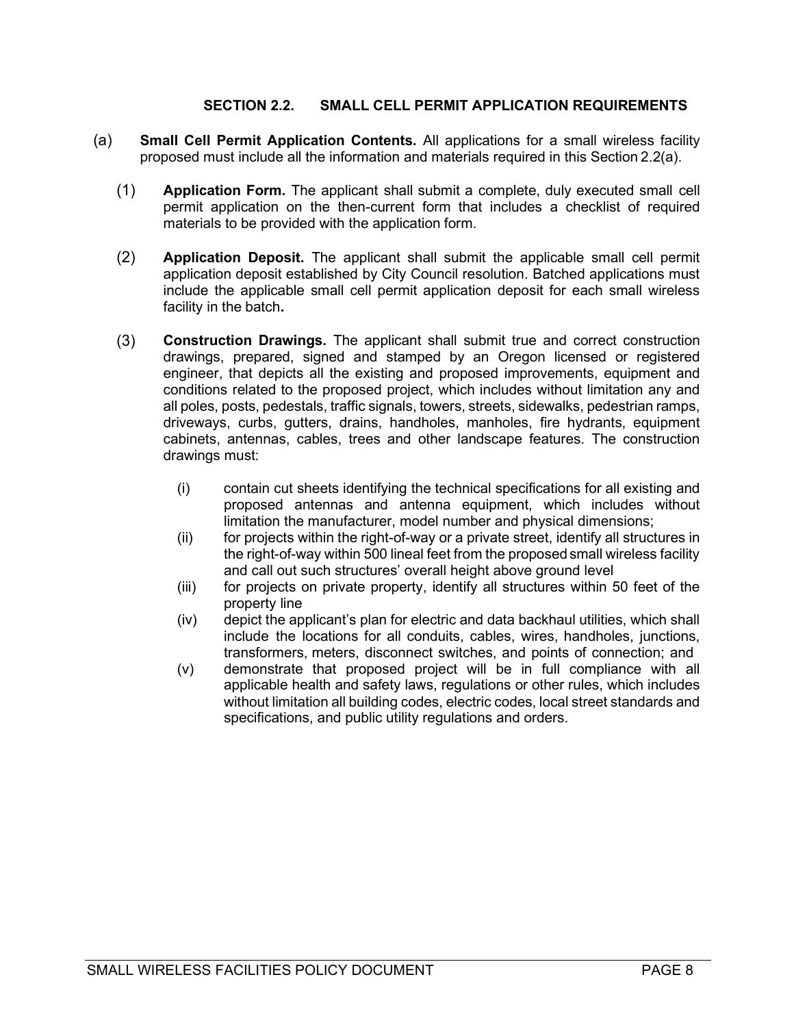## SECTION 2.2. SMALL CELL PERMIT APPLICATION REQUIREMENTS

(a) **Small Cell Permit Application Contents.** All applications for a small wireless facility proposed must include all the information and materials required in this Section 2.2(a).

(1) **Application Form.** The applicant shall submit a complete, duly executed small cell permit application on the then-current form that includes a checklist of required materials to be provided with the application form.

(2) **Application Deposit.** The applicant shall submit the applicable small cell permit application deposit established by City Council resolution. Batched applications must include the applicable small cell permit application deposit for each small wireless facility in the batch**.**

(3) **Construction Drawings.** The applicant shall submit true and correct construction drawings, prepared, signed and stamped by an Oregon licensed or registered engineer, that depicts all the existing and proposed improvements, equipment and conditions related to the proposed project, which includes without limitation any and all poles, posts, pedestals, traffic signals, towers, streets, sidewalks, pedestrian ramps, driveways, curbs, gutters, drains, handholes, manholes, fire hydrants, equipment cabinets, antennas, cables, trees and other landscape features. The construction drawings must:

(i) contain cut sheets identifying the technical specifications for all existing and proposed antennas and antenna equipment, which includes without limitation the manufacturer, model number and physical dimensions;

(ii) for projects within the right-of-way or a private street, identify all structures in the right-of-way within 500 lineal feet from the proposed small wireless facility and call out such structures' overall height above ground level

(iii) for projects on private property, identify all structures within 50 feet of the property line

(iv) depict the applicant's plan for electric and data backhaul utilities, which shall include the locations for all conduits, cables, wires, handholes, junctions, transformers, meters, disconnect switches, and points of connection; and

(v) demonstrate that proposed project will be in full compliance with all applicable health and safety laws, regulations or other rules, which includes without limitation all building codes, electric codes, local street standards and specifications, and public utility regulations and orders.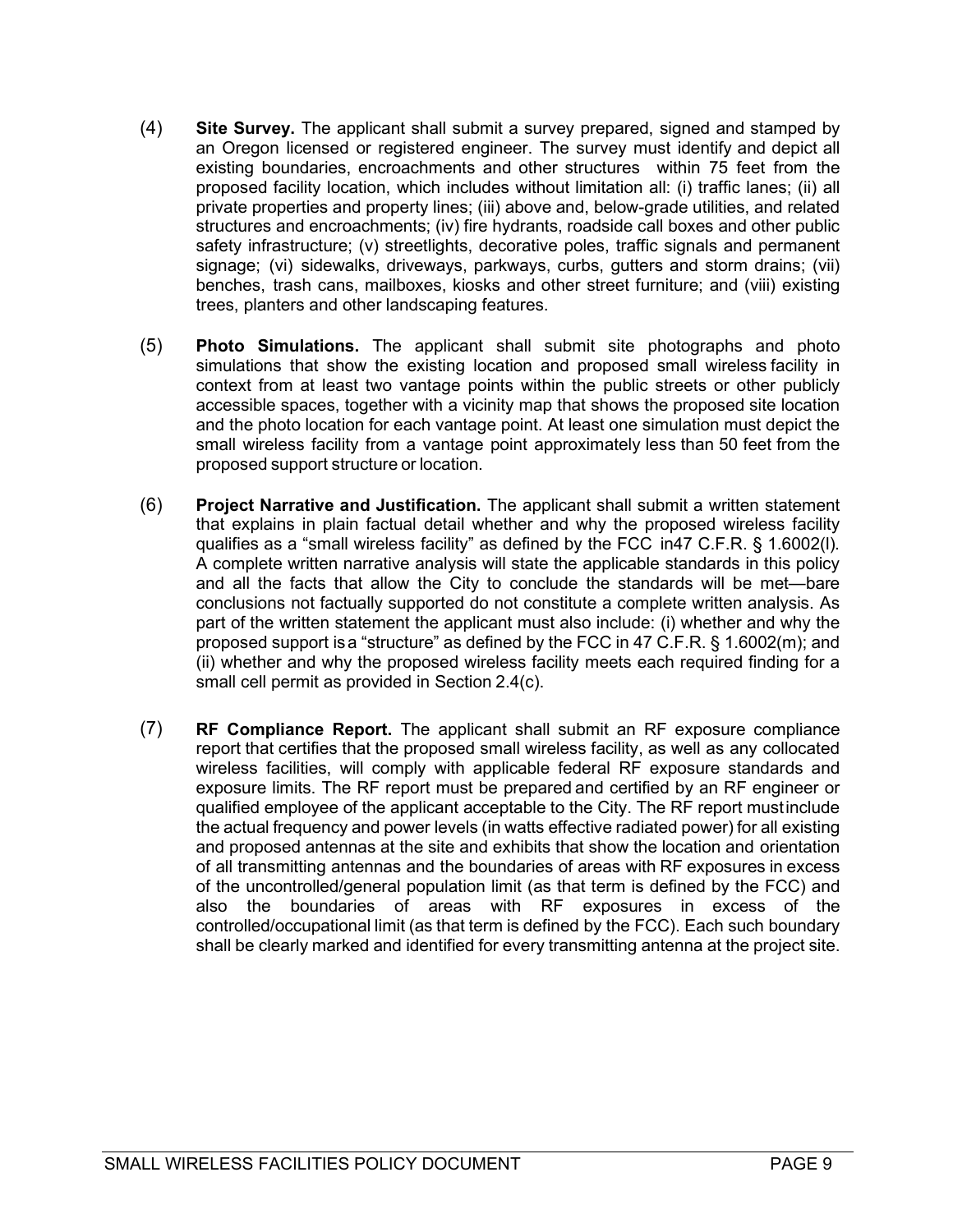(4) **Site Survey.** The applicant shall submit a survey prepared, signed and stamped by an Oregon licensed or registered engineer. The survey must identify and depict all existing boundaries, encroachments and other structures within 75 feet from the proposed facility location, which includes without limitation all: (i) traffic lanes; (ii) all private properties and property lines; (iii) above and, below-grade utilities, and related structures and encroachments; (iv) fire hydrants, roadside call boxes and other public safety infrastructure; (v) streetlights, decorative poles, traffic signals and permanent signage; (vi) sidewalks, driveways, parkways, curbs, gutters and storm drains; (vii) benches, trash cans, mailboxes, kiosks and other street furniture; and (viii) existing trees, planters and other landscaping features.

(5) **Photo Simulations.** The applicant shall submit site photographs and photo simulations that show the existing location and proposed small wireless facility in context from at least two vantage points within the public streets or other publicly accessible spaces, together with a vicinity map that shows the proposed site location and the photo location for each vantage point. At least one simulation must depict the small wireless facility from a vantage point approximately less than 50 feet from the proposed support structure or location.

(6) **Project Narrative and Justification.** The applicant shall submit a written statement that explains in plain factual detail whether and why the proposed wireless facility qualifies as a "small wireless facility" as defined by the FCC in47 C.F.R. § 1.6002(l). A complete written narrative analysis will state the applicable standards in this policy and all the facts that allow the City to conclude the standards will be met—bare conclusions not factually supported do not constitute a complete written analysis. As part of the written statement the applicant must also include: (i) whether and why the proposed support is a "structure" as defined by the FCC in 47 C.F.R. § 1.6002(m); and (ii) whether and why the proposed wireless facility meets each required finding for a small cell permit as provided in Section 2.4(c).

(7) **RF Compliance Report.** The applicant shall submit an RF exposure compliance report that certifies that the proposed small wireless facility, as well as any collocated wireless facilities, will comply with applicable federal RF exposure standards and exposure limits. The RF report must be prepared and certified by an RF engineer or qualified employee of the applicant acceptable to the City. The RF report must include the actual frequency and power levels (in watts effective radiated power) for all existing and proposed antennas at the site and exhibits that show the location and orientation of all transmitting antennas and the boundaries of areas with RF exposures in excess of the uncontrolled/general population limit (as that term is defined by the FCC) and also the boundaries of areas with RF exposures in excess of the controlled/occupational limit (as that term is defined by the FCC). Each such boundary shall be clearly marked and identified for every transmitting antenna at the project site.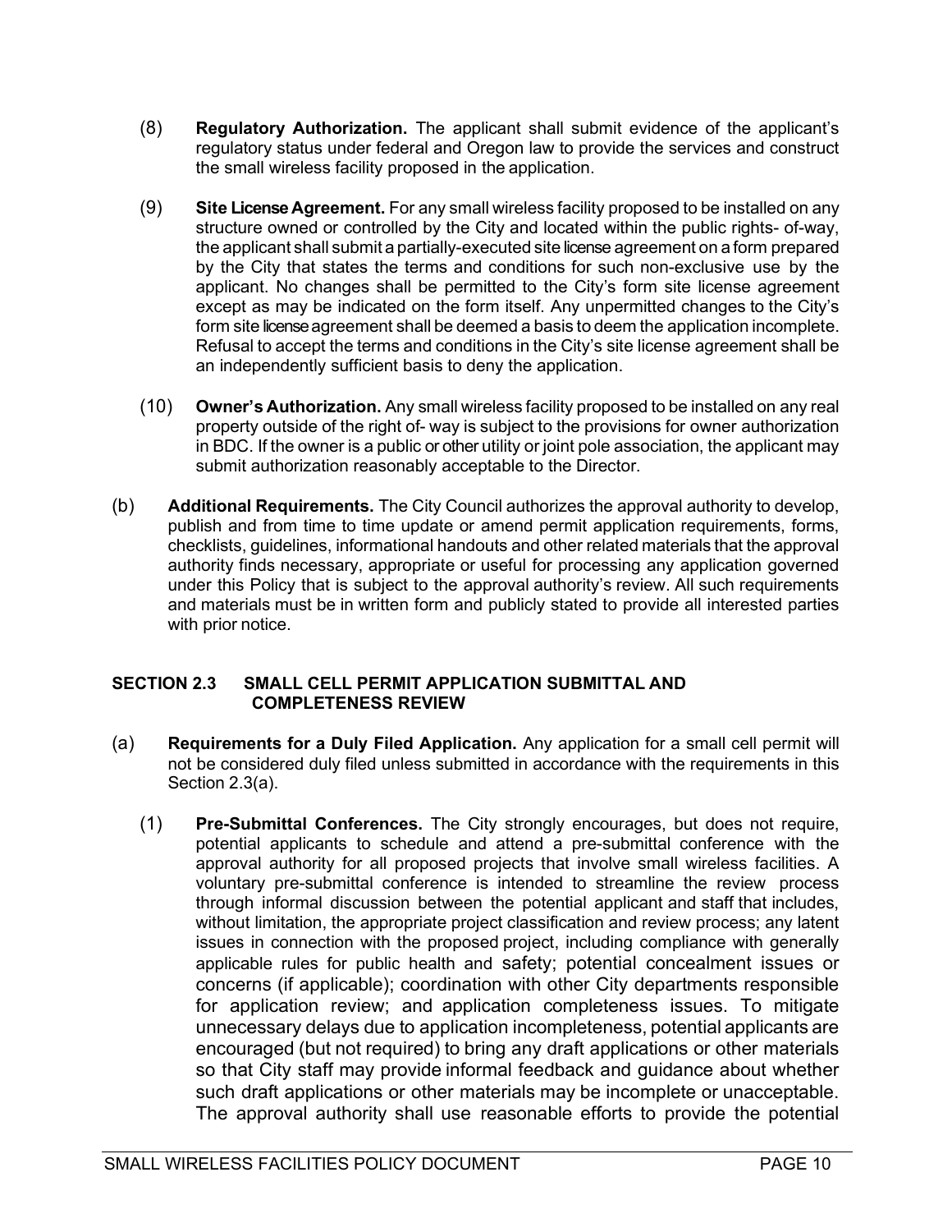(8) **Regulatory Authorization.** The applicant shall submit evidence of the applicant's regulatory status under federal and Oregon law to provide the services and construct the small wireless facility proposed in the application.

(9) **Site License Agreement.** For any small wireless facility proposed to be installed on any structure owned or controlled by the City and located within the public rights- of-way, the applicant shall submit a partially-executed site license agreement on a form prepared by the City that states the terms and conditions for such non-exclusive use by the applicant. No changes shall be permitted to the City's form site license agreement except as may be indicated on the form itself. Any unpermitted changes to the City's form site license agreement shall be deemed a basis to deem the application incomplete. Refusal to accept the terms and conditions in the City's site license agreement shall be an independently sufficient basis to deny the application.

(10) **Owner's Authorization.** Any small wireless facility proposed to be installed on any real property outside of the right of- way is subject to the provisions for owner authorization in BDC. If the owner is a public or other utility or joint pole association, the applicant may submit authorization reasonably acceptable to the Director.

(b) **Additional Requirements.** The City Council authorizes the approval authority to develop, publish and from time to time update or amend permit application requirements, forms, checklists, guidelines, informational handouts and other related materials that the approval authority finds necessary, appropriate or useful for processing any application governed under this Policy that is subject to the approval authority's review. All such requirements and materials must be in written form and publicly stated to provide all interested parties with prior notice.

## SECTION 2.3 SMALL CELL PERMIT APPLICATION SUBMITTAL AND COMPLETENESS REVIEW

(a) **Requirements for a Duly Filed Application.** Any application for a small cell permit will not be considered duly filed unless submitted in accordance with the requirements in this Section 2.3(a).

(1) **Pre-Submittal Conferences.** The City strongly encourages, but does not require, potential applicants to schedule and attend a pre-submittal conference with the approval authority for all proposed projects that involve small wireless facilities. A voluntary pre-submittal conference is intended to streamline the review process through informal discussion between the potential applicant and staff that includes, without limitation, the appropriate project classification and review process; any latent issues in connection with the proposed project, including compliance with generally applicable rules for public health and safety; potential concealment issues or concerns (if applicable); coordination with other City departments responsible for application review; and application completeness issues. To mitigate unnecessary delays due to application incompleteness, potential applicants are encouraged (but not required) to bring any draft applications or other materials so that City staff may provide informal feedback and guidance about whether such draft applications or other materials may be incomplete or unacceptable. The approval authority shall use reasonable efforts to provide the potential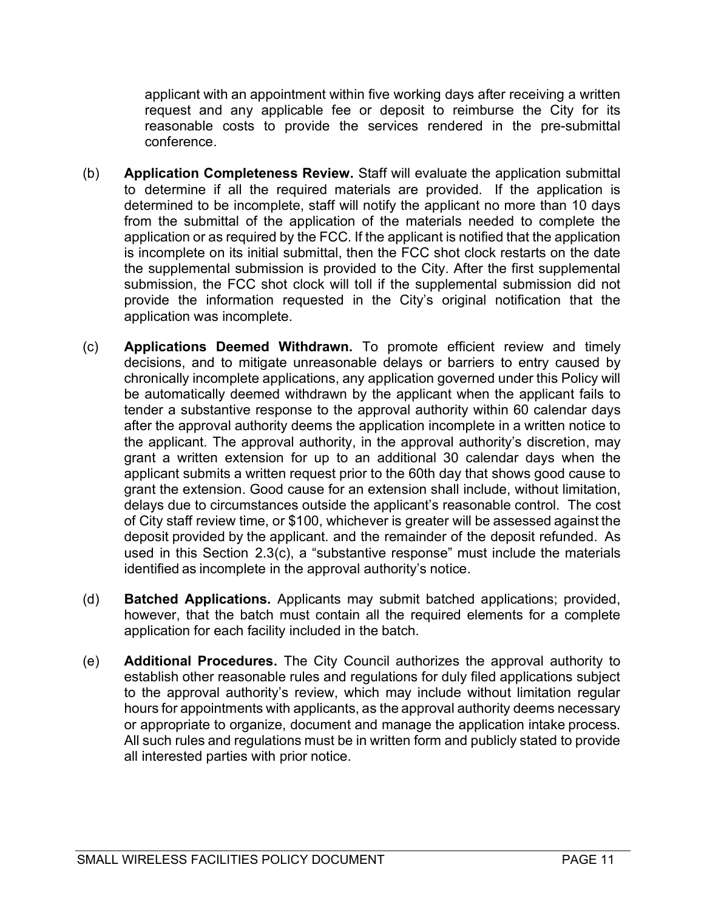applicant with an appointment within five working days after receiving a written request and any applicable fee or deposit to reimburse the City for its reasonable costs to provide the services rendered in the pre-submittal conference.

(b) **Application Completeness Review.** Staff will evaluate the application submittal to determine if all the required materials are provided. If the application is determined to be incomplete, staff will notify the applicant no more than 10 days from the submittal of the application of the materials needed to complete the application or as required by the FCC. If the applicant is notified that the application is incomplete on its initial submittal, then the FCC shot clock restarts on the date the supplemental submission is provided to the City. After the first supplemental submission, the FCC shot clock will toll if the supplemental submission did not provide the information requested in the City's original notification that the application was incomplete.

(c) **Applications Deemed Withdrawn.** To promote efficient review and timely decisions, and to mitigate unreasonable delays or barriers to entry caused by chronically incomplete applications, any application governed under this Policy will be automatically deemed withdrawn by the applicant when the applicant fails to tender a substantive response to the approval authority within 60 calendar days after the approval authority deems the application incomplete in a written notice to the applicant. The approval authority, in the approval authority's discretion, may grant a written extension for up to an additional 30 calendar days when the applicant submits a written request prior to the 60th day that shows good cause to grant the extension. Good cause for an extension shall include, without limitation, delays due to circumstances outside the applicant's reasonable control. The cost of City staff review time, or $100, whichever is greater will be assessed against the deposit provided by the applicant. and the remainder of the deposit refunded. As used in this Section 2.3(c), a "substantive response" must include the materials identified as incomplete in the approval authority's notice.

(d) **Batched Applications.** Applicants may submit batched applications; provided, however, that the batch must contain all the required elements for a complete application for each facility included in the batch.

(e) **Additional Procedures.** The City Council authorizes the approval authority to establish other reasonable rules and regulations for duly filed applications subject to the approval authority's review, which may include without limitation regular hours for appointments with applicants, as the approval authority deems necessary or appropriate to organize, document and manage the application intake process. All such rules and regulations must be in written form and publicly stated to provide all interested parties with prior notice.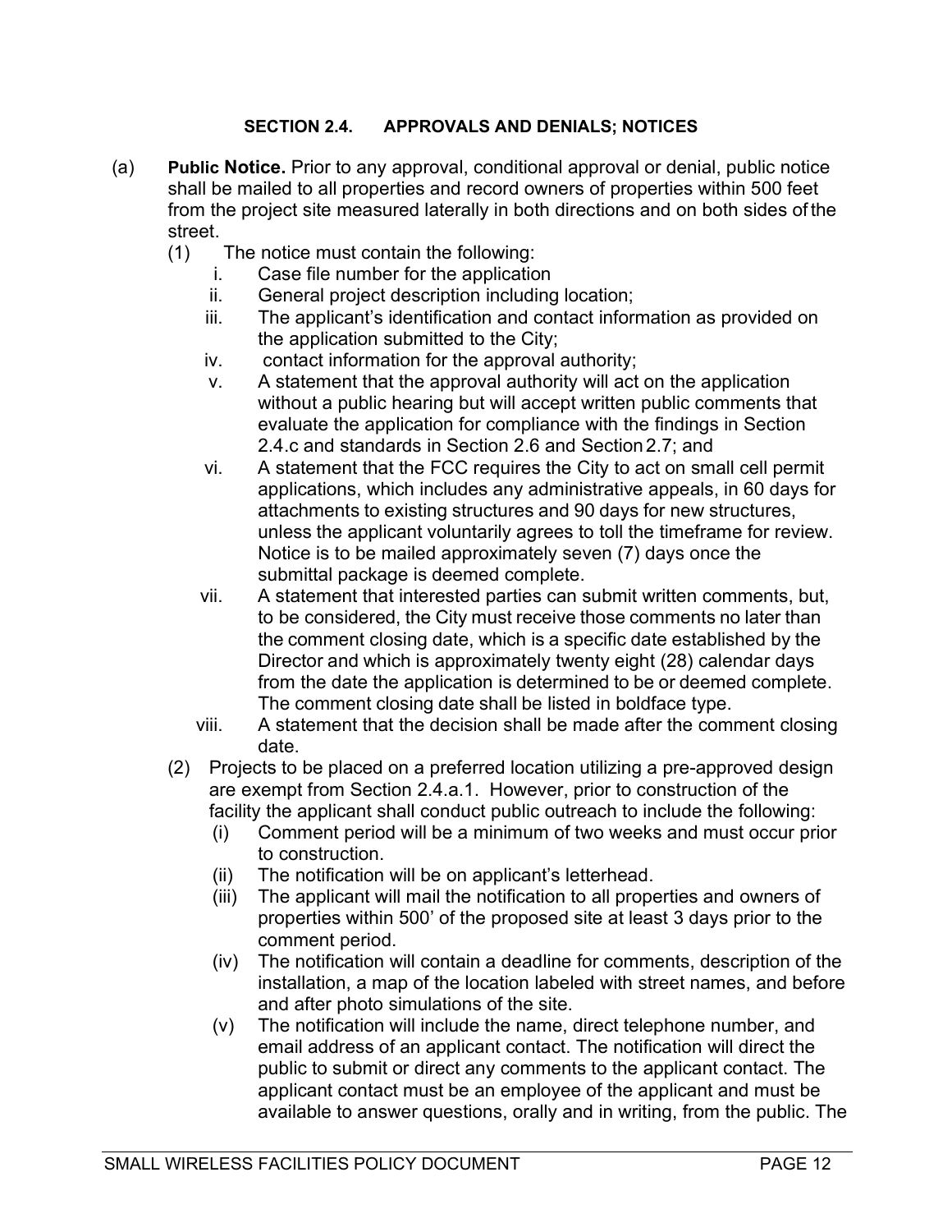### SECTION 2.4. APPROVALS AND DENIALS; NOTICES

(a) **Public Notice.** Prior to any approval, conditional approval or denial, public notice shall be mailed to all properties and record owners of properties within 500 feet from the project site measured laterally in both directions and on both sides of the street.

(1) The notice must contain the following:

i. Case file number for the application

ii. General project description including location;

iii. The applicant's identification and contact information as provided on the application submitted to the City;

iv. contact information for the approval authority;

v. A statement that the approval authority will act on the application without a public hearing but will accept written public comments that evaluate the application for compliance with the findings in Section 2.4.c and standards in Section 2.6 and Section 2.7; and

vi. A statement that the FCC requires the City to act on small cell permit applications, which includes any administrative appeals, in 60 days for attachments to existing structures and 90 days for new structures, unless the applicant voluntarily agrees to toll the timeframe for review. Notice is to be mailed approximately seven (7) days once the submittal package is deemed complete.

vii. A statement that interested parties can submit written comments, but, to be considered, the City must receive those comments no later than the comment closing date, which is a specific date established by the Director and which is approximately twenty eight (28) calendar days from the date the application is determined to be or deemed complete. The comment closing date shall be listed in boldface type.

viii. A statement that the decision shall be made after the comment closing date.

(2) Projects to be placed on a preferred location utilizing a pre-approved design are exempt from Section 2.4.a.1. However, prior to construction of the facility the applicant shall conduct public outreach to include the following:

(i) Comment period will be a minimum of two weeks and must occur prior to construction.

(ii) The notification will be on applicant's letterhead.

(iii) The applicant will mail the notification to all properties and owners of properties within 500' of the proposed site at least 3 days prior to the comment period.

(iv) The notification will contain a deadline for comments, description of the installation, a map of the location labeled with street names, and before and after photo simulations of the site.

(v) The notification will include the name, direct telephone number, and email address of an applicant contact. The notification will direct the public to submit or direct any comments to the applicant contact. The applicant contact must be an employee of the applicant and must be available to answer questions, orally and in writing, from the public. The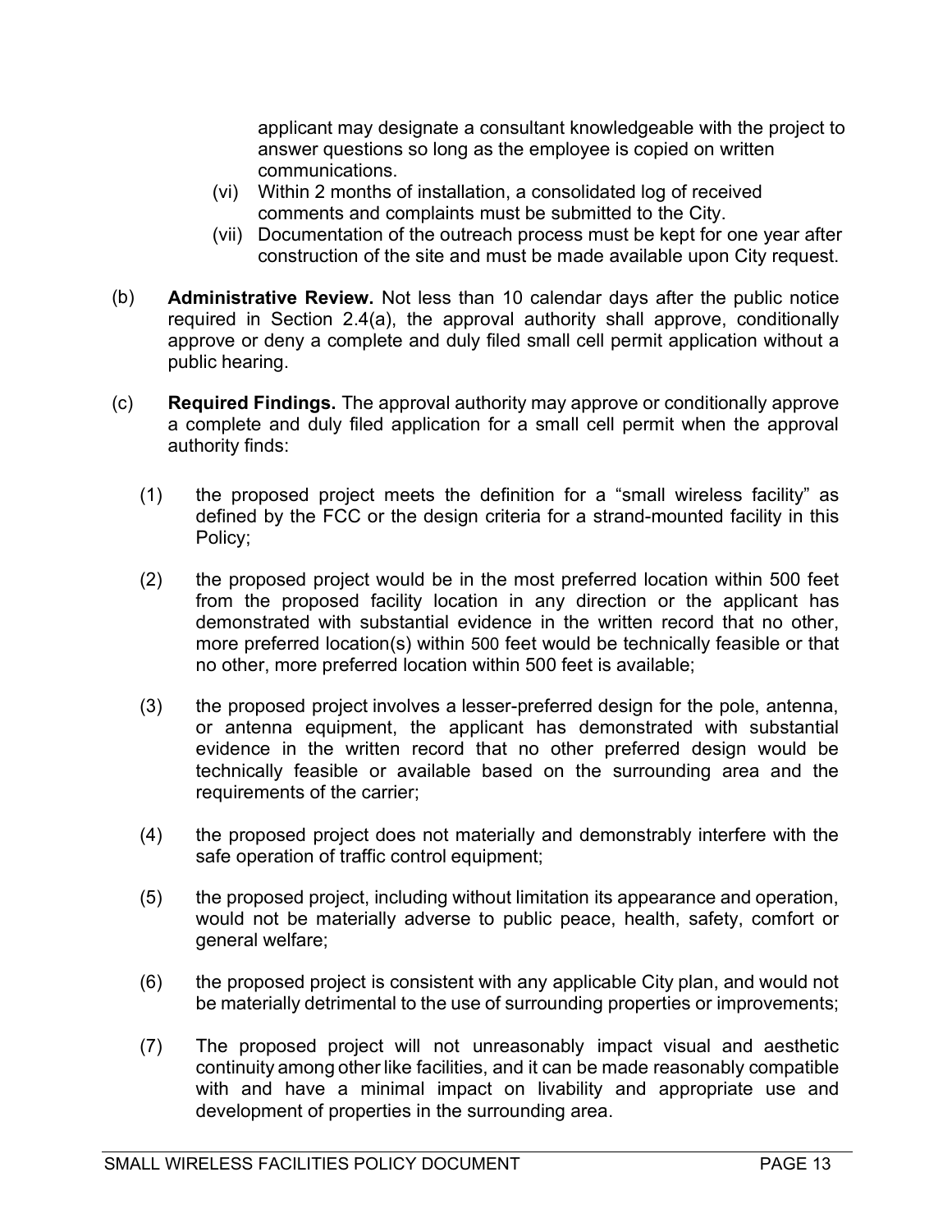applicant may designate a consultant knowledgeable with the project to answer questions so long as the employee is copied on written communications.

(vi) Within 2 months of installation, a consolidated log of received comments and complaints must be submitted to the City.

(vii) Documentation of the outreach process must be kept for one year after construction of the site and must be made available upon City request.

(b) **Administrative Review.** Not less than 10 calendar days after the public notice required in Section 2.4(a), the approval authority shall approve, conditionally approve or deny a complete and duly filed small cell permit application without a public hearing.

(c) **Required Findings.** The approval authority may approve or conditionally approve a complete and duly filed application for a small cell permit when the approval authority finds:

(1) the proposed project meets the definition for a "small wireless facility" as defined by the FCC or the design criteria for a strand-mounted facility in this Policy;

(2) the proposed project would be in the most preferred location within 500 feet from the proposed facility location in any direction or the applicant has demonstrated with substantial evidence in the written record that no other, more preferred location(s) within 500 feet would be technically feasible or that no other, more preferred location within 500 feet is available;

(3) the proposed project involves a lesser-preferred design for the pole, antenna, or antenna equipment, the applicant has demonstrated with substantial evidence in the written record that no other preferred design would be technically feasible or available based on the surrounding area and the requirements of the carrier;

(4) the proposed project does not materially and demonstrably interfere with the safe operation of traffic control equipment;

(5) the proposed project, including without limitation its appearance and operation, would not be materially adverse to public peace, health, safety, comfort or general welfare;

(6) the proposed project is consistent with any applicable City plan, and would not be materially detrimental to the use of surrounding properties or improvements;

(7) The proposed project will not unreasonably impact visual and aesthetic continuity among other like facilities, and it can be made reasonably compatible with and have a minimal impact on livability and appropriate use and development of properties in the surrounding area.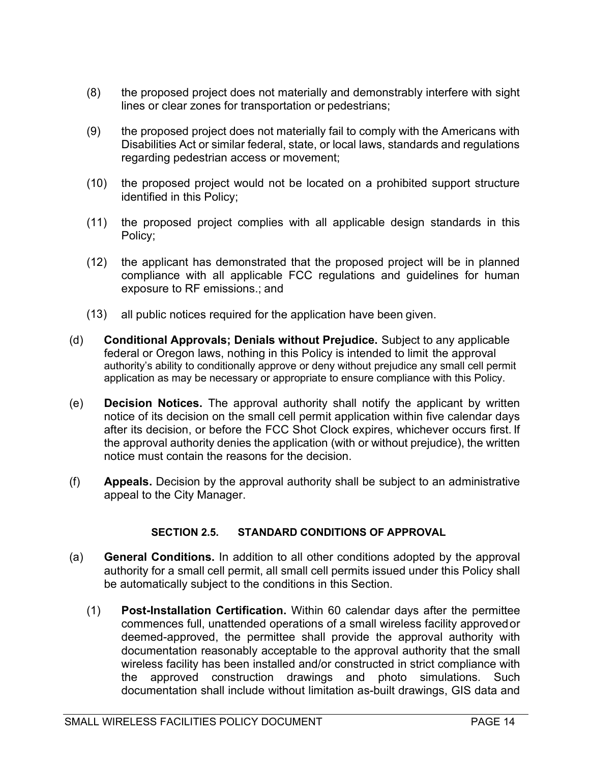(8) the proposed project does not materially and demonstrably interfere with sight lines or clear zones for transportation or pedestrians;

(9) the proposed project does not materially fail to comply with the Americans with Disabilities Act or similar federal, state, or local laws, standards and regulations regarding pedestrian access or movement;

(10) the proposed project would not be located on a prohibited support structure identified in this Policy;

(11) the proposed project complies with all applicable design standards in this Policy;

(12) the applicant has demonstrated that the proposed project will be in planned compliance with all applicable FCC regulations and guidelines for human exposure to RF emissions.; and

(13) all public notices required for the application have been given.

(d) **Conditional Approvals; Denials without Prejudice.** Subject to any applicable federal or Oregon laws, nothing in this Policy is intended to limit the approval authority's ability to conditionally approve or deny without prejudice any small cell permit application as may be necessary or appropriate to ensure compliance with this Policy.

(e) **Decision Notices.** The approval authority shall notify the applicant by written notice of its decision on the small cell permit application within five calendar days after its decision, or before the FCC Shot Clock expires, whichever occurs first. If the approval authority denies the application (with or without prejudice), the written notice must contain the reasons for the decision.

(f) **Appeals.** Decision by the approval authority shall be subject to an administrative appeal to the City Manager.

### SECTION 2.5. STANDARD CONDITIONS OF APPROVAL

(a) **General Conditions.** In addition to all other conditions adopted by the approval authority for a small cell permit, all small cell permits issued under this Policy shall be automatically subject to the conditions in this Section.

(1) **Post-Installation Certification.** Within 60 calendar days after the permittee commences full, unattended operations of a small wireless facility approved or deemed-approved, the permittee shall provide the approval authority with documentation reasonably acceptable to the approval authority that the small wireless facility has been installed and/or constructed in strict compliance with the approved construction drawings and photo simulations. Such documentation shall include without limitation as-built drawings, GIS data and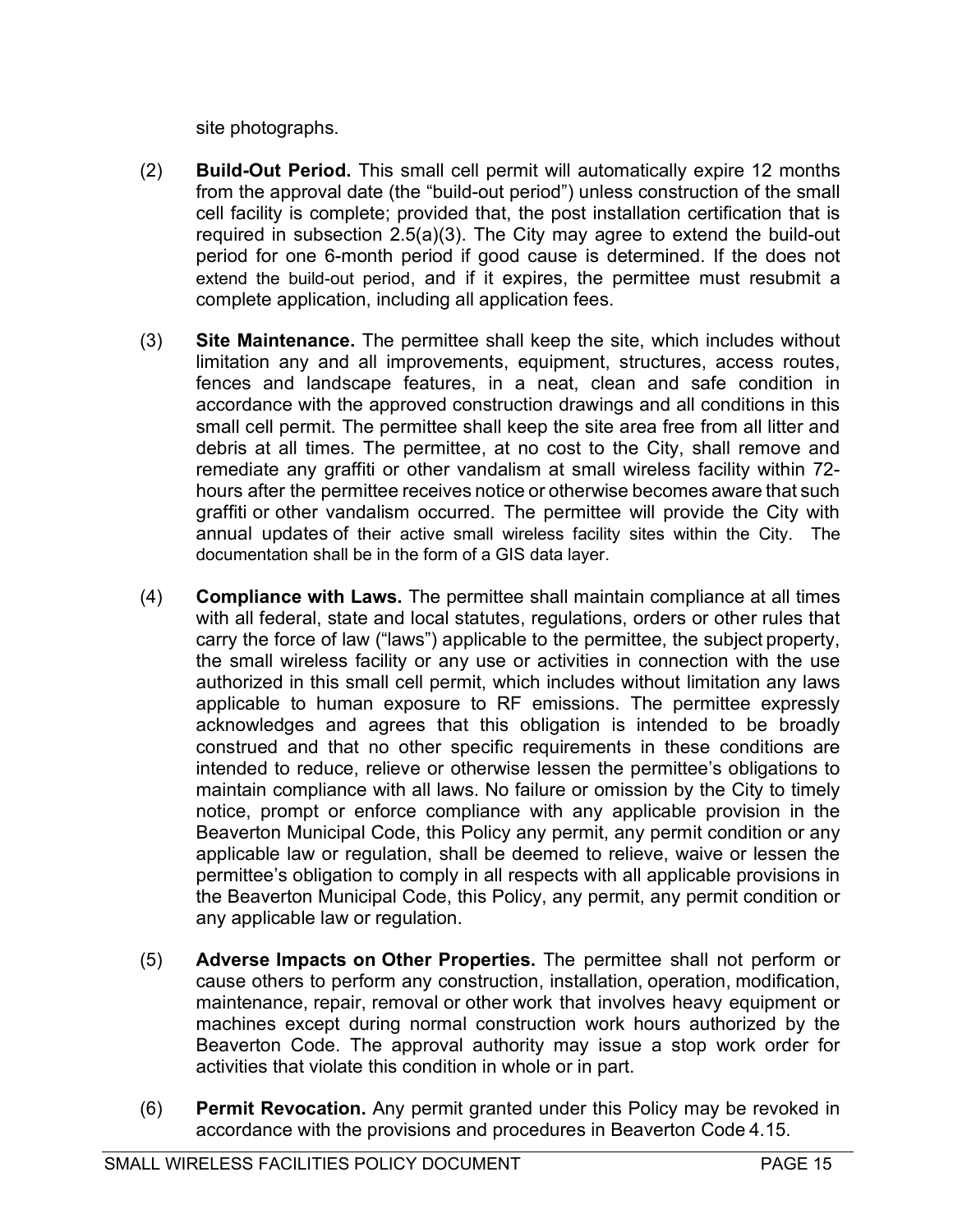site photographs.

(2) **Build-Out Period.** This small cell permit will automatically expire 12 months from the approval date (the "build-out period") unless construction of the small cell facility is complete; provided that, the post installation certification that is required in subsection 2.5(a)(3). The City may agree to extend the build-out period for one 6-month period if good cause is determined. If the does not extend the build-out period, and if it expires, the permittee must resubmit a complete application, including all application fees.

(3) **Site Maintenance.** The permittee shall keep the site, which includes without limitation any and all improvements, equipment, structures, access routes, fences and landscape features, in a neat, clean and safe condition in accordance with the approved construction drawings and all conditions in this small cell permit. The permittee shall keep the site area free from all litter and debris at all times. The permittee, at no cost to the City, shall remove and remediate any graffiti or other vandalism at small wireless facility within 72-hours after the permittee receives notice or otherwise becomes aware that such graffiti or other vandalism occurred. The permittee will provide the City with annual updates of their active small wireless facility sites within the City. The documentation shall be in the form of a GIS data layer.

(4) **Compliance with Laws.** The permittee shall maintain compliance at all times with all federal, state and local statutes, regulations, orders or other rules that carry the force of law ("laws") applicable to the permittee, the subject property, the small wireless facility or any use or activities in connection with the use authorized in this small cell permit, which includes without limitation any laws applicable to human exposure to RF emissions. The permittee expressly acknowledges and agrees that this obligation is intended to be broadly construed and that no other specific requirements in these conditions are intended to reduce, relieve or otherwise lessen the permittee's obligations to maintain compliance with all laws. No failure or omission by the City to timely notice, prompt or enforce compliance with any applicable provision in the Beaverton Municipal Code, this Policy any permit, any permit condition or any applicable law or regulation, shall be deemed to relieve, waive or lessen the permittee's obligation to comply in all respects with all applicable provisions in the Beaverton Municipal Code, this Policy, any permit, any permit condition or any applicable law or regulation.

(5) **Adverse Impacts on Other Properties.** The permittee shall not perform or cause others to perform any construction, installation, operation, modification, maintenance, repair, removal or other work that involves heavy equipment or machines except during normal construction work hours authorized by the Beaverton Code. The approval authority may issue a stop work order for activities that violate this condition in whole or in part.

(6) **Permit Revocation.** Any permit granted under this Policy may be revoked in accordance with the provisions and procedures in Beaverton Code 4.15.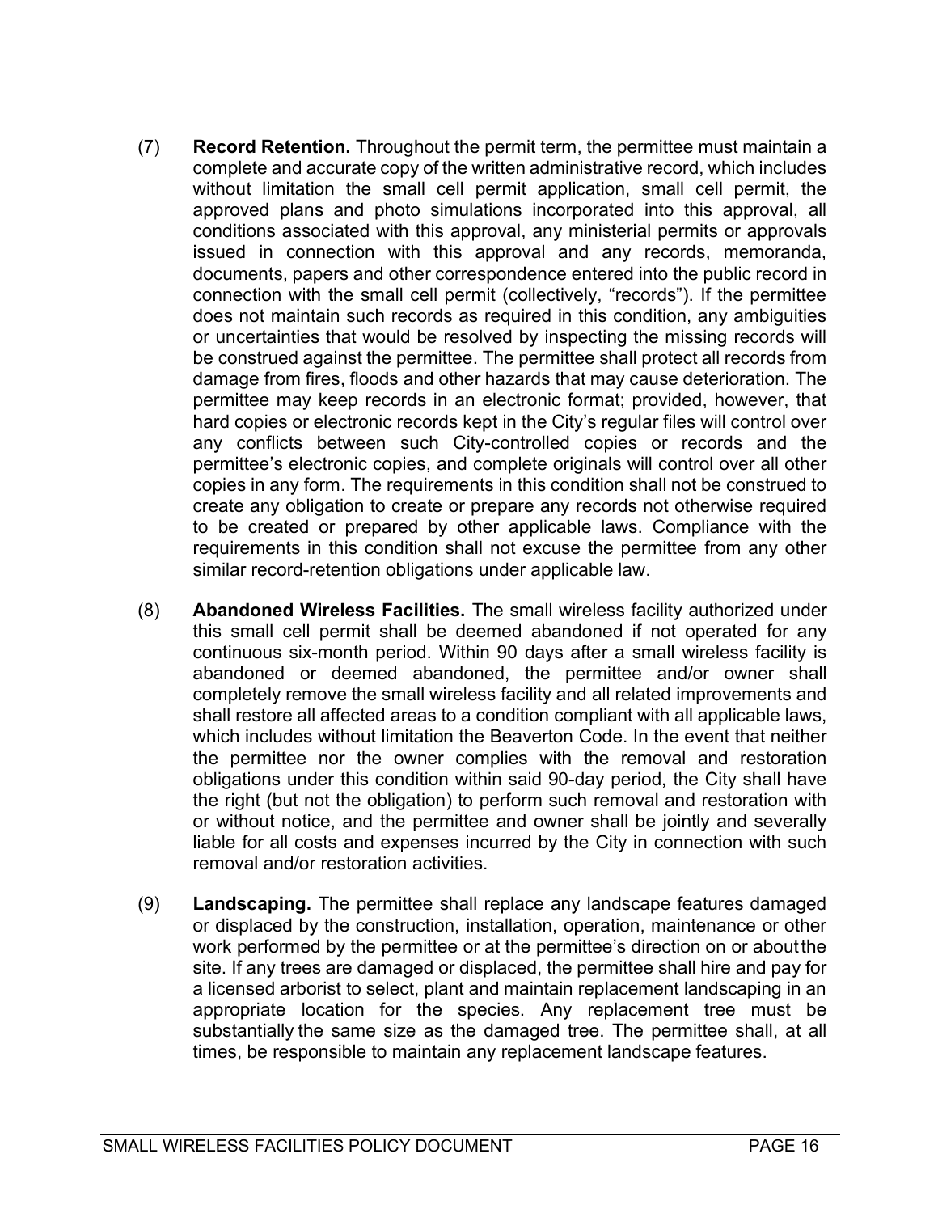(7) **Record Retention.** Throughout the permit term, the permittee must maintain a complete and accurate copy of the written administrative record, which includes without limitation the small cell permit application, small cell permit, the approved plans and photo simulations incorporated into this approval, all conditions associated with this approval, any ministerial permits or approvals issued in connection with this approval and any records, memoranda, documents, papers and other correspondence entered into the public record in connection with the small cell permit (collectively, "records"). If the permittee does not maintain such records as required in this condition, any ambiguities or uncertainties that would be resolved by inspecting the missing records will be construed against the permittee. The permittee shall protect all records from damage from fires, floods and other hazards that may cause deterioration. The permittee may keep records in an electronic format; provided, however, that hard copies or electronic records kept in the City's regular files will control over any conflicts between such City-controlled copies or records and the permittee's electronic copies, and complete originals will control over all other copies in any form. The requirements in this condition shall not be construed to create any obligation to create or prepare any records not otherwise required to be created or prepared by other applicable laws. Compliance with the requirements in this condition shall not excuse the permittee from any other similar record-retention obligations under applicable law.

(8) **Abandoned Wireless Facilities.** The small wireless facility authorized under this small cell permit shall be deemed abandoned if not operated for any continuous six-month period. Within 90 days after a small wireless facility is abandoned or deemed abandoned, the permittee and/or owner shall completely remove the small wireless facility and all related improvements and shall restore all affected areas to a condition compliant with all applicable laws, which includes without limitation the Beaverton Code. In the event that neither the permittee nor the owner complies with the removal and restoration obligations under this condition within said 90-day period, the City shall have the right (but not the obligation) to perform such removal and restoration with or without notice, and the permittee and owner shall be jointly and severally liable for all costs and expenses incurred by the City in connection with such removal and/or restoration activities.

(9) **Landscaping.** The permittee shall replace any landscape features damaged or displaced by the construction, installation, operation, maintenance or other work performed by the permittee or at the permittee's direction on or about the site. If any trees are damaged or displaced, the permittee shall hire and pay for a licensed arborist to select, plant and maintain replacement landscaping in an appropriate location for the species. Any replacement tree must be substantially the same size as the damaged tree. The permittee shall, at all times, be responsible to maintain any replacement landscape features.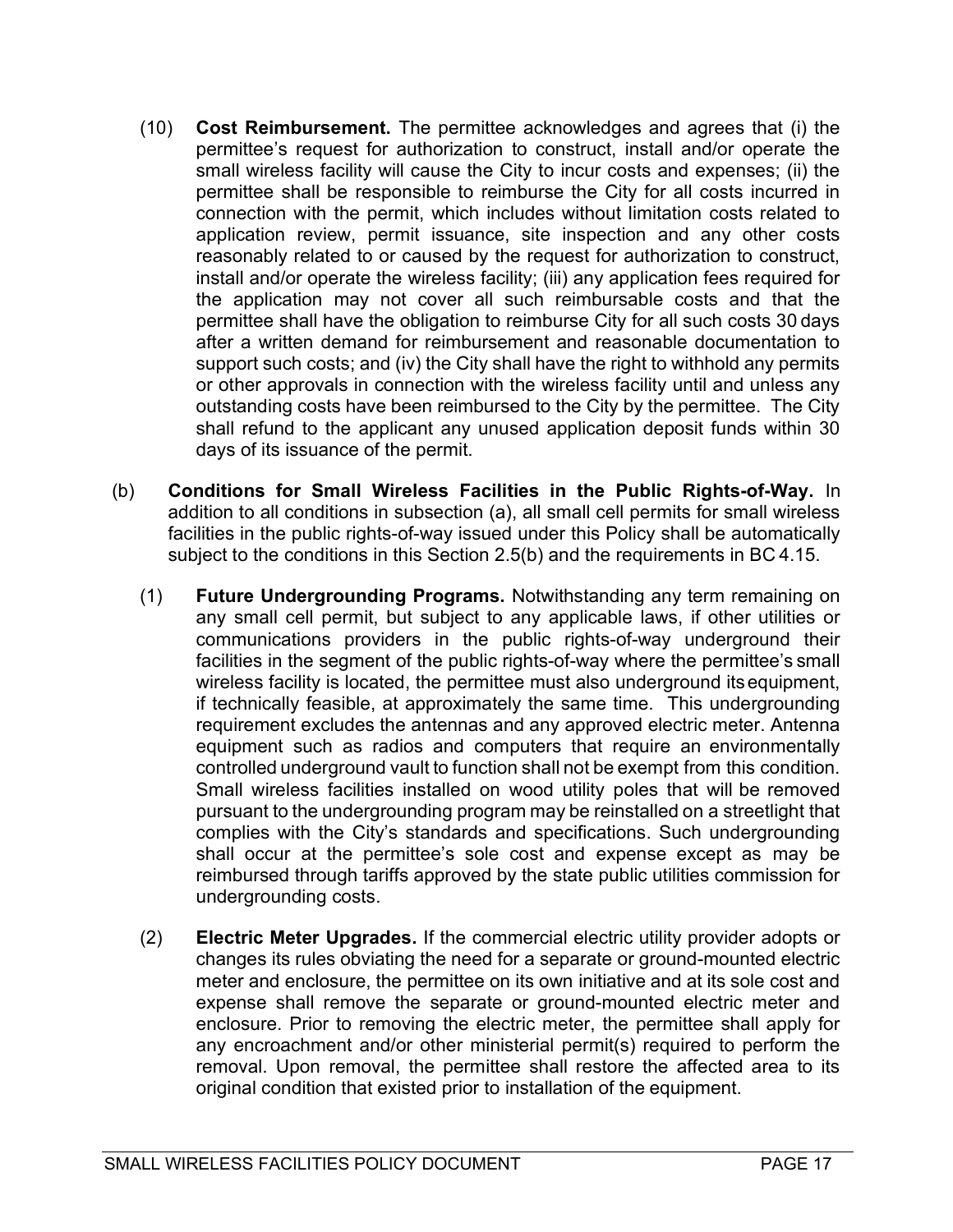(10) **Cost Reimbursement.** The permittee acknowledges and agrees that (i) the permittee's request for authorization to construct, install and/or operate the small wireless facility will cause the City to incur costs and expenses; (ii) the permittee shall be responsible to reimburse the City for all costs incurred in connection with the permit, which includes without limitation costs related to application review, permit issuance, site inspection and any other costs reasonably related to or caused by the request for authorization to construct, install and/or operate the wireless facility; (iii) any application fees required for the application may not cover all such reimbursable costs and that the permittee shall have the obligation to reimburse City for all such costs 30 days after a written demand for reimbursement and reasonable documentation to support such costs; and (iv) the City shall have the right to withhold any permits or other approvals in connection with the wireless facility until and unless any outstanding costs have been reimbursed to the City by the permittee. The City shall refund to the applicant any unused application deposit funds within 30 days of its issuance of the permit.

(b) **Conditions for Small Wireless Facilities in the Public Rights-of-Way.** In addition to all conditions in subsection (a), all small cell permits for small wireless facilities in the public rights-of-way issued under this Policy shall be automatically subject to the conditions in this Section 2.5(b) and the requirements in BC 4.15.

(1) **Future Undergrounding Programs.** Notwithstanding any term remaining on any small cell permit, but subject to any applicable laws, if other utilities or communications providers in the public rights-of-way underground their facilities in the segment of the public rights-of-way where the permittee's small wireless facility is located, the permittee must also underground its equipment, if technically feasible, at approximately the same time. This undergrounding requirement excludes the antennas and any approved electric meter. Antenna equipment such as radios and computers that require an environmentally controlled underground vault to function shall not be exempt from this condition. Small wireless facilities installed on wood utility poles that will be removed pursuant to the undergrounding program may be reinstalled on a streetlight that complies with the City's standards and specifications. Such undergrounding shall occur at the permittee's sole cost and expense except as may be reimbursed through tariffs approved by the state public utilities commission for undergrounding costs.

(2) **Electric Meter Upgrades.** If the commercial electric utility provider adopts or changes its rules obviating the need for a separate or ground-mounted electric meter and enclosure, the permittee on its own initiative and at its sole cost and expense shall remove the separate or ground-mounted electric meter and enclosure. Prior to removing the electric meter, the permittee shall apply for any encroachment and/or other ministerial permit(s) required to perform the removal. Upon removal, the permittee shall restore the affected area to its original condition that existed prior to installation of the equipment.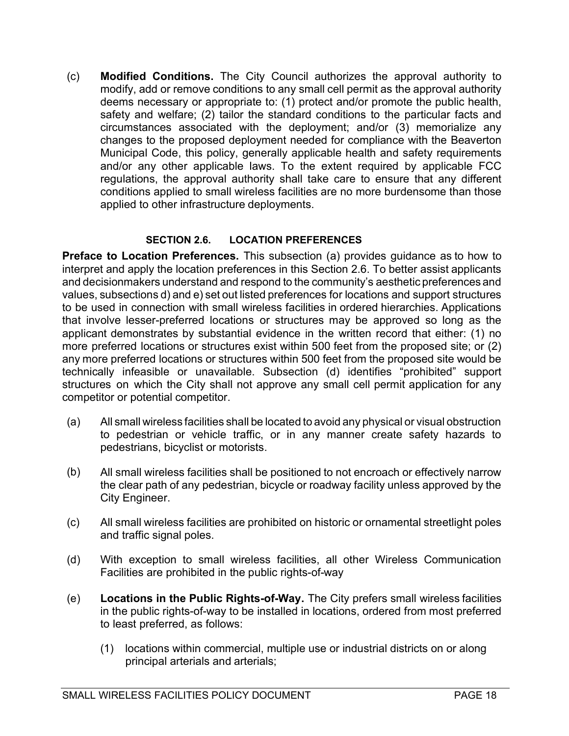(c) **Modified Conditions.** The City Council authorizes the approval authority to modify, add or remove conditions to any small cell permit as the approval authority deems necessary or appropriate to: (1) protect and/or promote the public health, safety and welfare; (2) tailor the standard conditions to the particular facts and circumstances associated with the deployment; and/or (3) memorialize any changes to the proposed deployment needed for compliance with the Beaverton Municipal Code, this policy, generally applicable health and safety requirements and/or any other applicable laws. To the extent required by applicable FCC regulations, the approval authority shall take care to ensure that any different conditions applied to small wireless facilities are no more burdensome than those applied to other infrastructure deployments.

## SECTION 2.6. LOCATION PREFERENCES

**Preface to Location Preferences.** This subsection (a) provides guidance as to how to interpret and apply the location preferences in this Section 2.6. To better assist applicants and decisionmakers understand and respond to the community's aesthetic preferences and values, subsections d) and e) set out listed preferences for locations and support structures to be used in connection with small wireless facilities in ordered hierarchies. Applications that involve lesser-preferred locations or structures may be approved so long as the applicant demonstrates by substantial evidence in the written record that either: (1) no more preferred locations or structures exist within 500 feet from the proposed site; or (2) any more preferred locations or structures within 500 feet from the proposed site would be technically infeasible or unavailable. Subsection (d) identifies "prohibited" support structures on which the City shall not approve any small cell permit application for any competitor or potential competitor.

(a) All small wireless facilities shall be located to avoid any physical or visual obstruction to pedestrian or vehicle traffic, or in any manner create safety hazards to pedestrians, bicyclist or motorists.

(b) All small wireless facilities shall be positioned to not encroach or effectively narrow the clear path of any pedestrian, bicycle or roadway facility unless approved by the City Engineer.

(c) All small wireless facilities are prohibited on historic or ornamental streetlight poles and traffic signal poles.

(d) With exception to small wireless facilities, all other Wireless Communication Facilities are prohibited in the public rights-of-way

(e) **Locations in the Public Rights-of-Way.** The City prefers small wireless facilities in the public rights-of-way to be installed in locations, ordered from most preferred to least preferred, as follows:

   (1) locations within commercial, multiple use or industrial districts on or along principal arterials and arterials;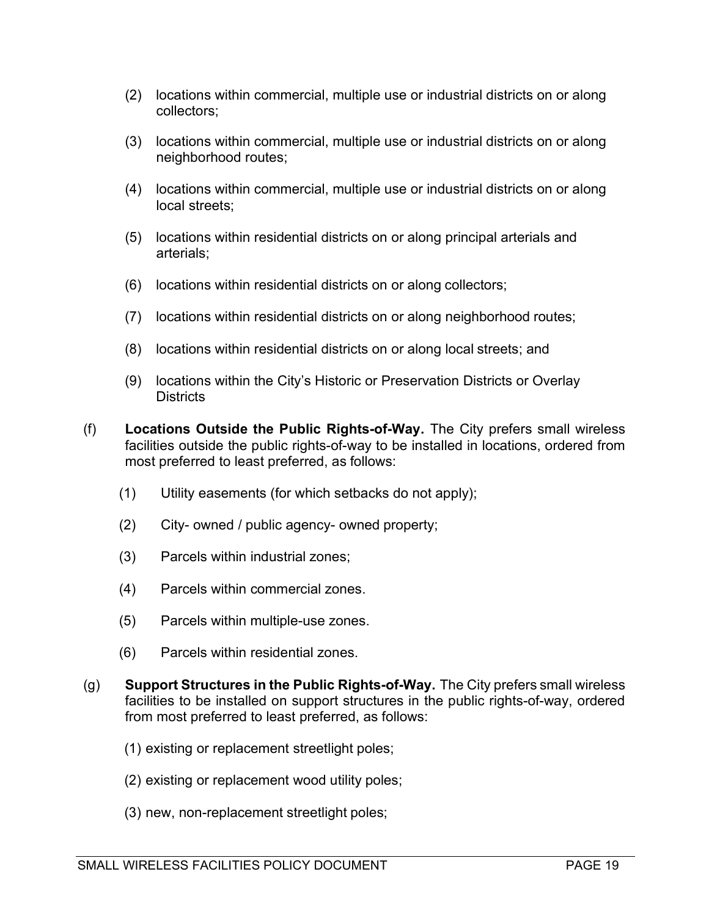(2) locations within commercial, multiple use or industrial districts on or along collectors;

(3) locations within commercial, multiple use or industrial districts on or along neighborhood routes;

(4) locations within commercial, multiple use or industrial districts on or along local streets;

(5) locations within residential districts on or along principal arterials and arterials;

(6) locations within residential districts on or along collectors;

(7) locations within residential districts on or along neighborhood routes;

(8) locations within residential districts on or along local streets; and

(9) locations within the City's Historic or Preservation Districts or Overlay Districts

(f) **Locations Outside the Public Rights-of-Way.** The City prefers small wireless facilities outside the public rights-of-way to be installed in locations, ordered from most preferred to least preferred, as follows:

(1) Utility easements (for which setbacks do not apply);

(2) City- owned / public agency- owned property;

(3) Parcels within industrial zones;

(4) Parcels within commercial zones.

(5) Parcels within multiple-use zones.

(6) Parcels within residential zones.

(g) **Support Structures in the Public Rights-of-Way.** The City prefers small wireless facilities to be installed on support structures in the public rights-of-way, ordered from most preferred to least preferred, as follows:

(1) existing or replacement streetlight poles;

(2) existing or replacement wood utility poles;

(3) new, non-replacement streetlight poles;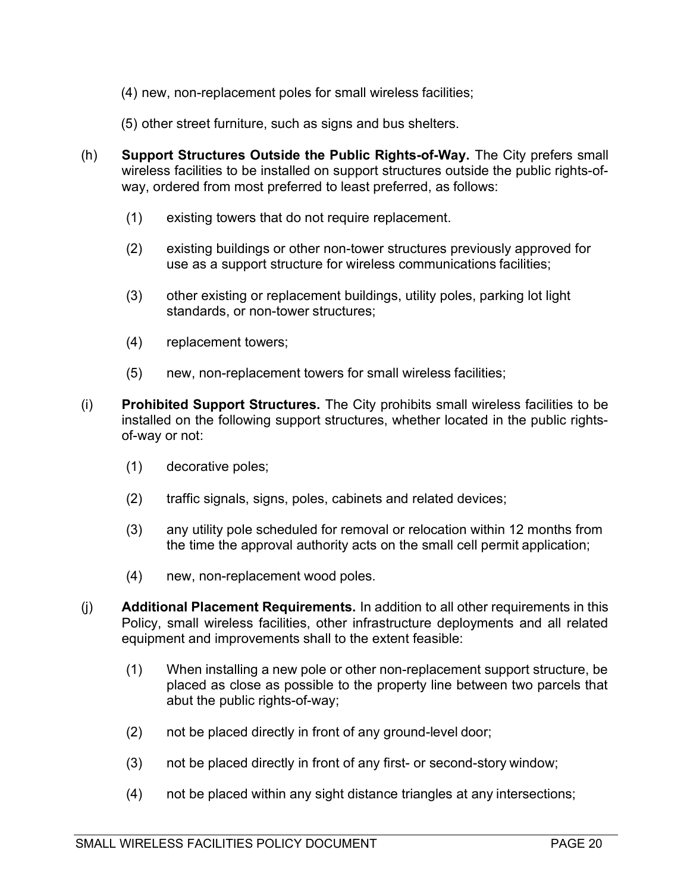(4) new, non-replacement poles for small wireless facilities;

(5) other street furniture, such as signs and bus shelters.

(h) **Support Structures Outside the Public Rights-of-Way.** The City prefers small wireless facilities to be installed on support structures outside the public rights-of-way, ordered from most preferred to least preferred, as follows:

(1) existing towers that do not require replacement.

(2) existing buildings or other non-tower structures previously approved for use as a support structure for wireless communications facilities;

(3) other existing or replacement buildings, utility poles, parking lot light standards, or non-tower structures;

(4) replacement towers;

(5) new, non-replacement towers for small wireless facilities;

(i) **Prohibited Support Structures.** The City prohibits small wireless facilities to be installed on the following support structures, whether located in the public rights-of-way or not:

(1) decorative poles;

(2) traffic signals, signs, poles, cabinets and related devices;

(3) any utility pole scheduled for removal or relocation within 12 months from the time the approval authority acts on the small cell permit application;

(4) new, non-replacement wood poles.

(j) **Additional Placement Requirements.** In addition to all other requirements in this Policy, small wireless facilities, other infrastructure deployments and all related equipment and improvements shall to the extent feasible:

(1) When installing a new pole or other non-replacement support structure, be placed as close as possible to the property line between two parcels that abut the public rights-of-way;

(2) not be placed directly in front of any ground-level door;

(3) not be placed directly in front of any first- or second-story window;

(4) not be placed within any sight distance triangles at any intersections;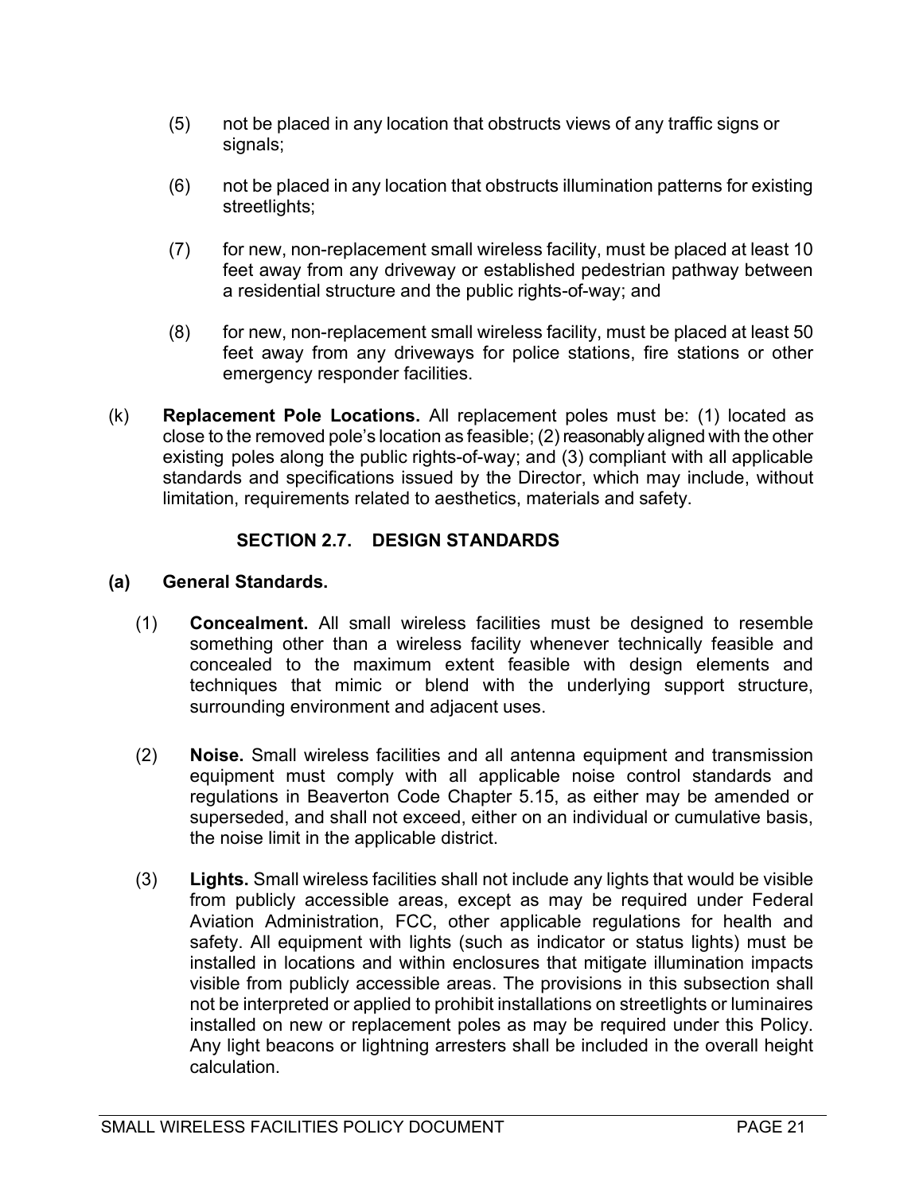(5) not be placed in any location that obstructs views of any traffic signs or signals;

(6) not be placed in any location that obstructs illumination patterns for existing streetlights;

(7) for new, non-replacement small wireless facility, must be placed at least 10 feet away from any driveway or established pedestrian pathway between a residential structure and the public rights-of-way; and

(8) for new, non-replacement small wireless facility, must be placed at least 50 feet away from any driveways for police stations, fire stations or other emergency responder facilities.

(k) **Replacement Pole Locations.** All replacement poles must be: (1) located as close to the removed pole's location as feasible; (2) reasonably aligned with the other existing poles along the public rights-of-way; and (3) compliant with all applicable standards and specifications issued by the Director, which may include, without limitation, requirements related to aesthetics, materials and safety.

## SECTION 2.7. DESIGN STANDARDS

**(a) General Standards.**

(1) **Concealment.** All small wireless facilities must be designed to resemble something other than a wireless facility whenever technically feasible and concealed to the maximum extent feasible with design elements and techniques that mimic or blend with the underlying support structure, surrounding environment and adjacent uses.

(2) **Noise.** Small wireless facilities and all antenna equipment and transmission equipment must comply with all applicable noise control standards and regulations in Beaverton Code Chapter 5.15, as either may be amended or superseded, and shall not exceed, either on an individual or cumulative basis, the noise limit in the applicable district.

(3) **Lights.** Small wireless facilities shall not include any lights that would be visible from publicly accessible areas, except as may be required under Federal Aviation Administration, FCC, other applicable regulations for health and safety. All equipment with lights (such as indicator or status lights) must be installed in locations and within enclosures that mitigate illumination impacts visible from publicly accessible areas. The provisions in this subsection shall not be interpreted or applied to prohibit installations on streetlights or luminaires installed on new or replacement poles as may be required under this Policy. Any light beacons or lightning arresters shall be included in the overall height calculation.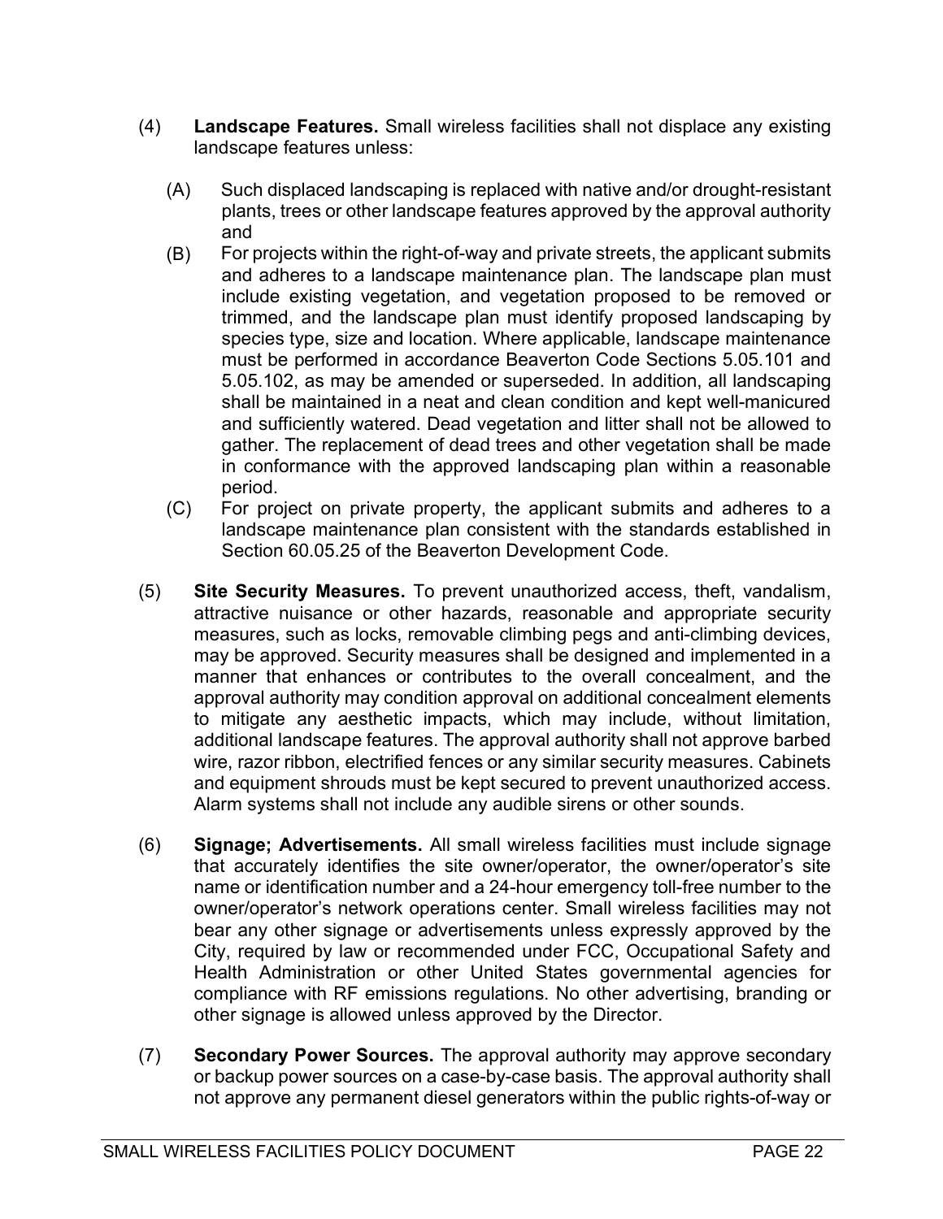(4) **Landscape Features.** Small wireless facilities shall not displace any existing landscape features unless:

   (A) Such displaced landscaping is replaced with native and/or drought-resistant plants, trees or other landscape features approved by the approval authority and

   (B) For projects within the right-of-way and private streets, the applicant submits and adheres to a landscape maintenance plan. The landscape plan must include existing vegetation, and vegetation proposed to be removed or trimmed, and the landscape plan must identify proposed landscaping by species type, size and location. Where applicable, landscape maintenance must be performed in accordance Beaverton Code Sections 5.05.101 and 5.05.102, as may be amended or superseded. In addition, all landscaping shall be maintained in a neat and clean condition and kept well-manicured and sufficiently watered. Dead vegetation and litter shall not be allowed to gather. The replacement of dead trees and other vegetation shall be made in conformance with the approved landscaping plan within a reasonable period.

   (C) For project on private property, the applicant submits and adheres to a landscape maintenance plan consistent with the standards established in Section 60.05.25 of the Beaverton Development Code.

(5) **Site Security Measures.** To prevent unauthorized access, theft, vandalism, attractive nuisance or other hazards, reasonable and appropriate security measures, such as locks, removable climbing pegs and anti-climbing devices, may be approved. Security measures shall be designed and implemented in a manner that enhances or contributes to the overall concealment, and the approval authority may condition approval on additional concealment elements to mitigate any aesthetic impacts, which may include, without limitation, additional landscape features. The approval authority shall not approve barbed wire, razor ribbon, electrified fences or any similar security measures. Cabinets and equipment shrouds must be kept secured to prevent unauthorized access. Alarm systems shall not include any audible sirens or other sounds.

(6) **Signage; Advertisements.** All small wireless facilities must include signage that accurately identifies the site owner/operator, the owner/operator's site name or identification number and a 24-hour emergency toll-free number to the owner/operator's network operations center. Small wireless facilities may not bear any other signage or advertisements unless expressly approved by the City, required by law or recommended under FCC, Occupational Safety and Health Administration or other United States governmental agencies for compliance with RF emissions regulations. No other advertising, branding or other signage is allowed unless approved by the Director.

(7) **Secondary Power Sources.** The approval authority may approve secondary or backup power sources on a case-by-case basis. The approval authority shall not approve any permanent diesel generators within the public rights-of-way or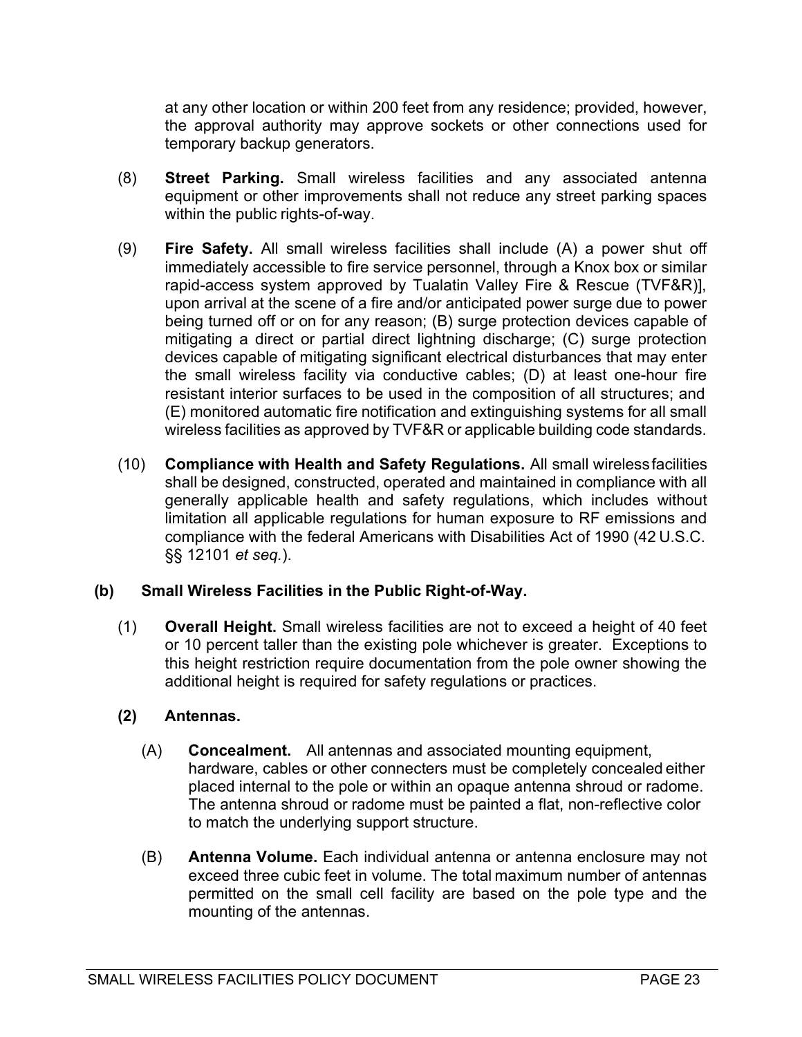at any other location or within 200 feet from any residence; provided, however, the approval authority may approve sockets or other connections used for temporary backup generators.

(8) **Street Parking.** Small wireless facilities and any associated antenna equipment or other improvements shall not reduce any street parking spaces within the public rights-of-way.

(9) **Fire Safety.** All small wireless facilities shall include (A) a power shut off immediately accessible to fire service personnel, through a Knox box or similar rapid-access system approved by Tualatin Valley Fire & Rescue (TVF&R)], upon arrival at the scene of a fire and/or anticipated power surge due to power being turned off or on for any reason; (B) surge protection devices capable of mitigating a direct or partial direct lightning discharge; (C) surge protection devices capable of mitigating significant electrical disturbances that may enter the small wireless facility via conductive cables; (D) at least one-hour fire resistant interior surfaces to be used in the composition of all structures; and (E) monitored automatic fire notification and extinguishing systems for all small wireless facilities as approved by TVF&R or applicable building code standards.

(10) **Compliance with Health and Safety Regulations.** All small wireless facilities shall be designed, constructed, operated and maintained in compliance with all generally applicable health and safety regulations, which includes without limitation all applicable regulations for human exposure to RF emissions and compliance with the federal Americans with Disabilities Act of 1990 (42 U.S.C. §§ 12101 *et seq.*).

**(b) Small Wireless Facilities in the Public Right-of-Way.**

(1) **Overall Height.** Small wireless facilities are not to exceed a height of 40 feet or 10 percent taller than the existing pole whichever is greater. Exceptions to this height restriction require documentation from the pole owner showing the additional height is required for safety regulations or practices.

**(2) Antennas.**

(A) **Concealment.** All antennas and associated mounting equipment, hardware, cables or other connecters must be completely concealed either placed internal to the pole or within an opaque antenna shroud or radome. The antenna shroud or radome must be painted a flat, non-reflective color to match the underlying support structure.

(B) **Antenna Volume.** Each individual antenna or antenna enclosure may not exceed three cubic feet in volume. The total maximum number of antennas permitted on the small cell facility are based on the pole type and the mounting of the antennas.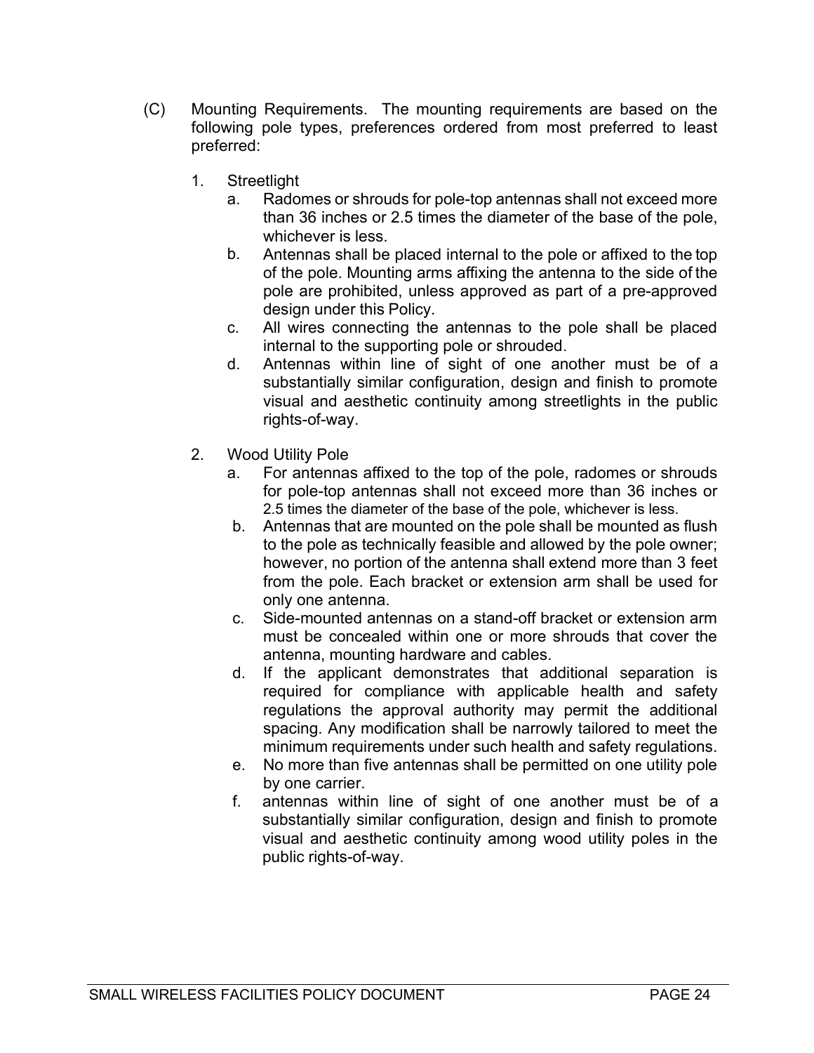(C) Mounting Requirements. The mounting requirements are based on the following pole types, preferences ordered from most preferred to least preferred:

1. Streetlight
   a. Radomes or shrouds for pole-top antennas shall not exceed more than 36 inches or 2.5 times the diameter of the base of the pole, whichever is less.
   b. Antennas shall be placed internal to the pole or affixed to the top of the pole. Mounting arms affixing the antenna to the side of the pole are prohibited, unless approved as part of a pre-approved design under this Policy.
   c. All wires connecting the antennas to the pole shall be placed internal to the supporting pole or shrouded.
   d. Antennas within line of sight of one another must be of a substantially similar configuration, design and finish to promote visual and aesthetic continuity among streetlights in the public rights-of-way.

2. Wood Utility Pole
   a. For antennas affixed to the top of the pole, radomes or shrouds for pole-top antennas shall not exceed more than 36 inches or 2.5 times the diameter of the base of the pole, whichever is less.
   b. Antennas that are mounted on the pole shall be mounted as flush to the pole as technically feasible and allowed by the pole owner; however, no portion of the antenna shall extend more than 3 feet from the pole. Each bracket or extension arm shall be used for only one antenna.
   c. Side-mounted antennas on a stand-off bracket or extension arm must be concealed within one or more shrouds that cover the antenna, mounting hardware and cables.
   d. If the applicant demonstrates that additional separation is required for compliance with applicable health and safety regulations the approval authority may permit the additional spacing. Any modification shall be narrowly tailored to meet the minimum requirements under such health and safety regulations.
   e. No more than five antennas shall be permitted on one utility pole by one carrier.
   f. antennas within line of sight of one another must be of a substantially similar configuration, design and finish to promote visual and aesthetic continuity among wood utility poles in the public rights-of-way.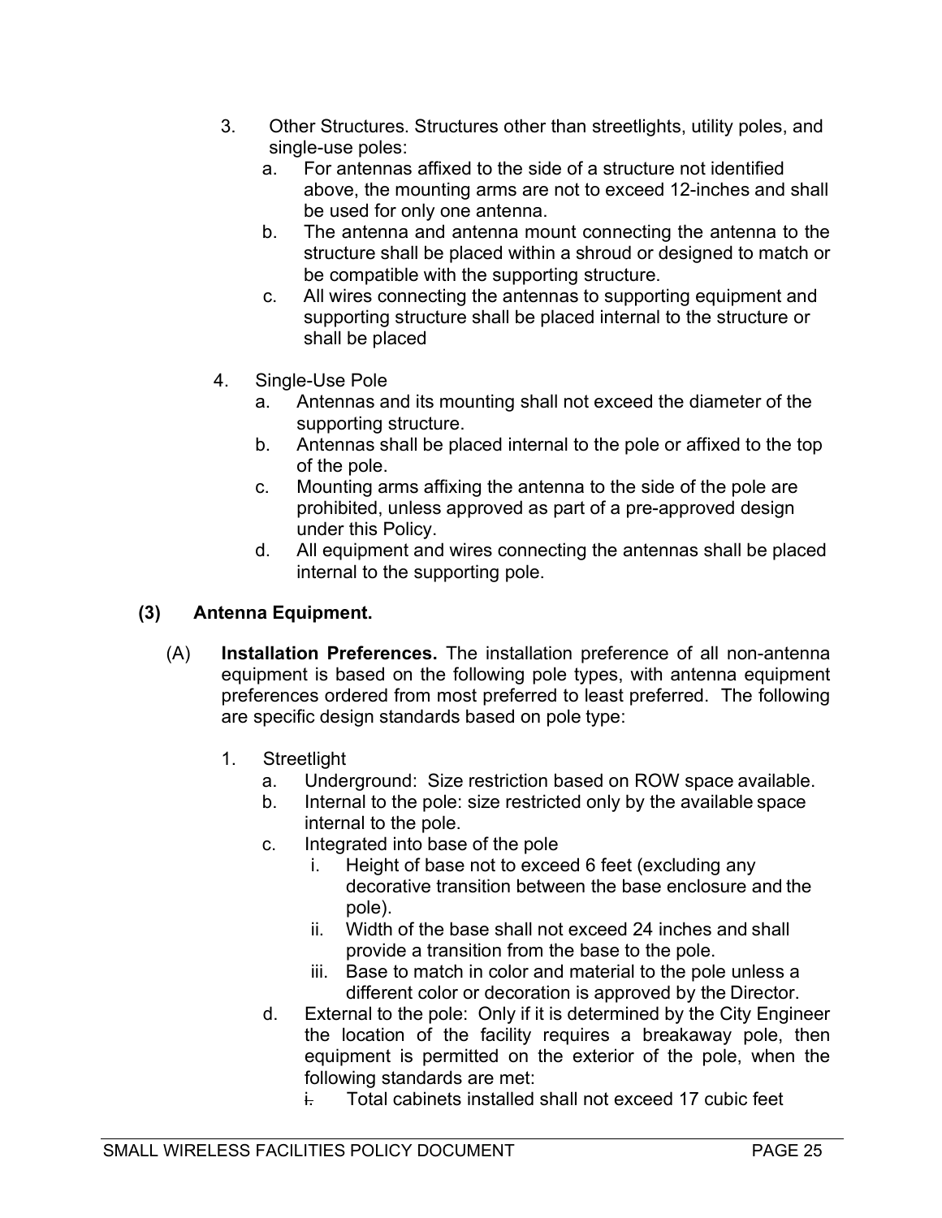3. Other Structures. Structures other than streetlights, utility poles, and single-use poles:
   a. For antennas affixed to the side of a structure not identified above, the mounting arms are not to exceed 12-inches and shall be used for only one antenna.
   b. The antenna and antenna mount connecting the antenna to the structure shall be placed within a shroud or designed to match or be compatible with the supporting structure.
   c. All wires connecting the antennas to supporting equipment and supporting structure shall be placed internal to the structure or shall be placed

4. Single-Use Pole
   a. Antennas and its mounting shall not exceed the diameter of the supporting structure.
   b. Antennas shall be placed internal to the pole or affixed to the top of the pole.
   c. Mounting arms affixing the antenna to the side of the pole are prohibited, unless approved as part of a pre-approved design under this Policy.
   d. All equipment and wires connecting the antennas shall be placed internal to the supporting pole.

### (3) Antenna Equipment.

(A) **Installation Preferences.** The installation preference of all non-antenna equipment is based on the following pole types, with antenna equipment preferences ordered from most preferred to least preferred. The following are specific design standards based on pole type:

1. Streetlight
   a. Underground: Size restriction based on ROW space available.
   b. Internal to the pole: size restricted only by the available space internal to the pole.
   c. Integrated into base of the pole
      i. Height of base not to exceed 6 feet (excluding any decorative transition between the base enclosure and the pole).
      ii. Width of the base shall not exceed 24 inches and shall provide a transition from the base to the pole.
      iii. Base to match in color and material to the pole unless a different color or decoration is approved by the Director.
   d. External to the pole: Only if it is determined by the City Engineer the location of the facility requires a breakaway pole, then equipment is permitted on the exterior of the pole, when the following standards are met:
      i. Total cabinets installed shall not exceed 17 cubic feet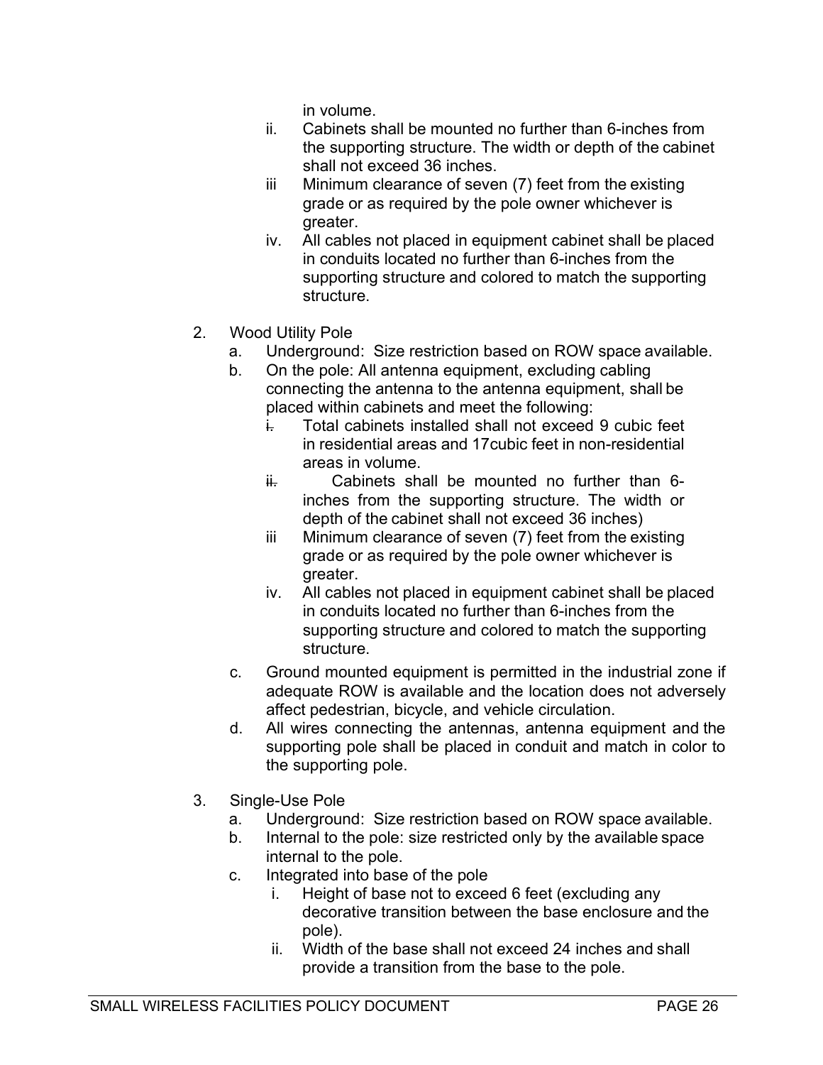in volume.

   ii. Cabinets shall be mounted no further than 6-inches from the supporting structure. The width or depth of the cabinet shall not exceed 36 inches.
   iii Minimum clearance of seven (7) feet from the existing grade or as required by the pole owner whichever is greater.
   iv. All cables not placed in equipment cabinet shall be placed in conduits located no further than 6-inches from the supporting structure and colored to match the supporting structure.

2. Wood Utility Pole
   a. Underground: Size restriction based on ROW space available.
   b. On the pole: All antenna equipment, excluding cabling connecting the antenna to the antenna equipment, shall be placed within cabinets and meet the following:
      i. Total cabinets installed shall not exceed 9 cubic feet in residential areas and 17cubic feet in non-residential areas in volume.
      ii. Cabinets shall be mounted no further than 6-inches from the supporting structure. The width or depth of the cabinet shall not exceed 36 inches)
      iii Minimum clearance of seven (7) feet from the existing grade or as required by the pole owner whichever is greater.
      iv. All cables not placed in equipment cabinet shall be placed in conduits located no further than 6-inches from the supporting structure and colored to match the supporting structure.
   c. Ground mounted equipment is permitted in the industrial zone if adequate ROW is available and the location does not adversely affect pedestrian, bicycle, and vehicle circulation.
   d. All wires connecting the antennas, antenna equipment and the supporting pole shall be placed in conduit and match in color to the supporting pole.

3. Single-Use Pole
   a. Underground: Size restriction based on ROW space available.
   b. Internal to the pole: size restricted only by the available space internal to the pole.
   c. Integrated into base of the pole
      i. Height of base not to exceed 6 feet (excluding any decorative transition between the base enclosure and the pole).
      ii. Width of the base shall not exceed 24 inches and shall provide a transition from the base to the pole.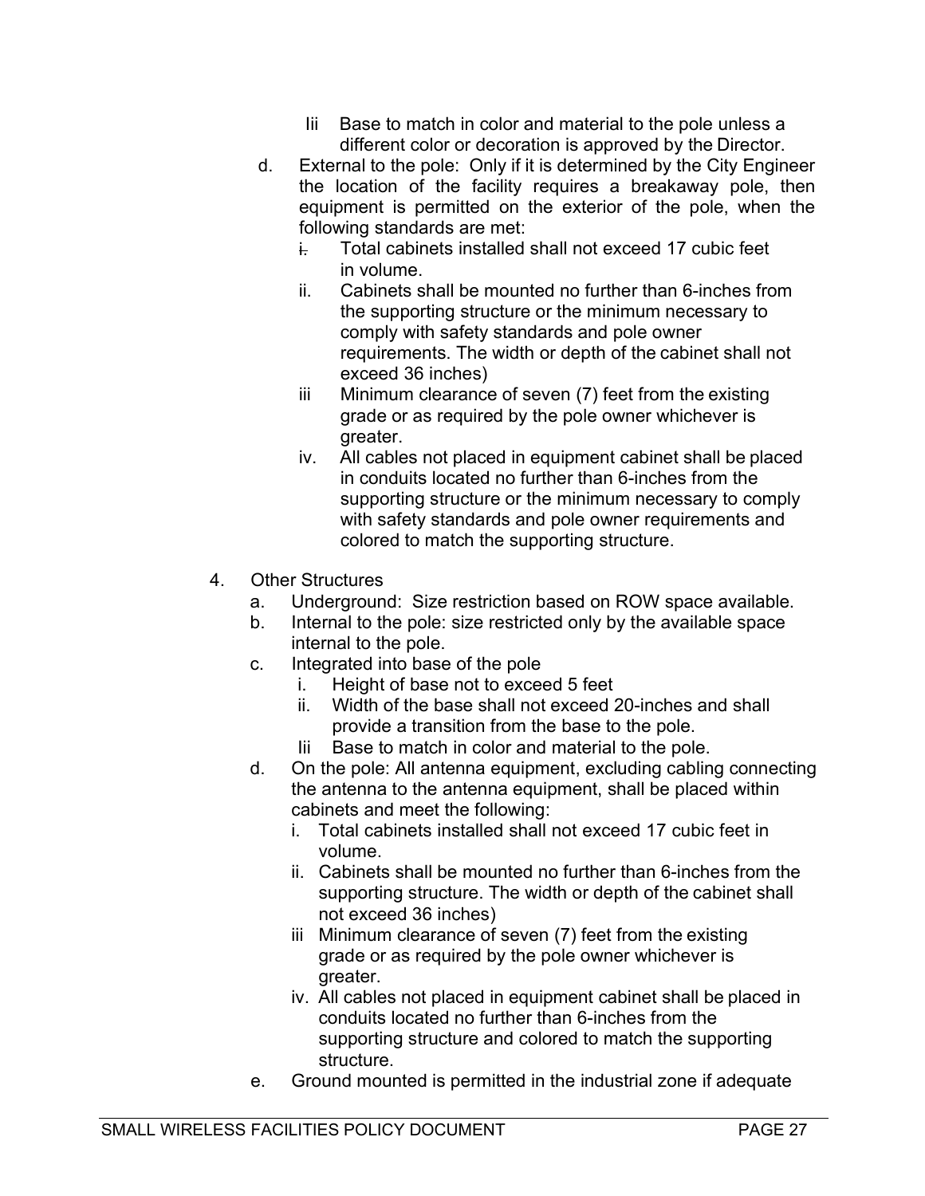Iii  Base to match in color and material to the pole unless a different color or decoration is approved by the Director.

d. External to the pole: Only if it is determined by the City Engineer the location of the facility requires a breakaway pole, then equipment is permitted on the exterior of the pole, when the following standards are met:
   i. Total cabinets installed shall not exceed 17 cubic feet in volume.
   ii. Cabinets shall be mounted no further than 6-inches from the supporting structure or the minimum necessary to comply with safety standards and pole owner requirements. The width or depth of the cabinet shall not exceed 36 inches)
   iii Minimum clearance of seven (7) feet from the existing grade or as required by the pole owner whichever is greater.
   iv. All cables not placed in equipment cabinet shall be placed in conduits located no further than 6-inches from the supporting structure or the minimum necessary to comply with safety standards and pole owner requirements and colored to match the supporting structure.

4. Other Structures
   a. Underground: Size restriction based on ROW space available.
   b. Internal to the pole: size restricted only by the available space internal to the pole.
   c. Integrated into base of the pole
      i. Height of base not to exceed 5 feet
      ii. Width of the base shall not exceed 20-inches and shall provide a transition from the base to the pole.
      Iii Base to match in color and material to the pole.
   d. On the pole: All antenna equipment, excluding cabling connecting the antenna to the antenna equipment, shall be placed within cabinets and meet the following:
      i. Total cabinets installed shall not exceed 17 cubic feet in volume.
      ii. Cabinets shall be mounted no further than 6-inches from the supporting structure. The width or depth of the cabinet shall not exceed 36 inches)
      iii Minimum clearance of seven (7) feet from the existing grade or as required by the pole owner whichever is greater.
      iv. All cables not placed in equipment cabinet shall be placed in conduits located no further than 6-inches from the supporting structure and colored to match the supporting structure.
   e. Ground mounted is permitted in the industrial zone if adequate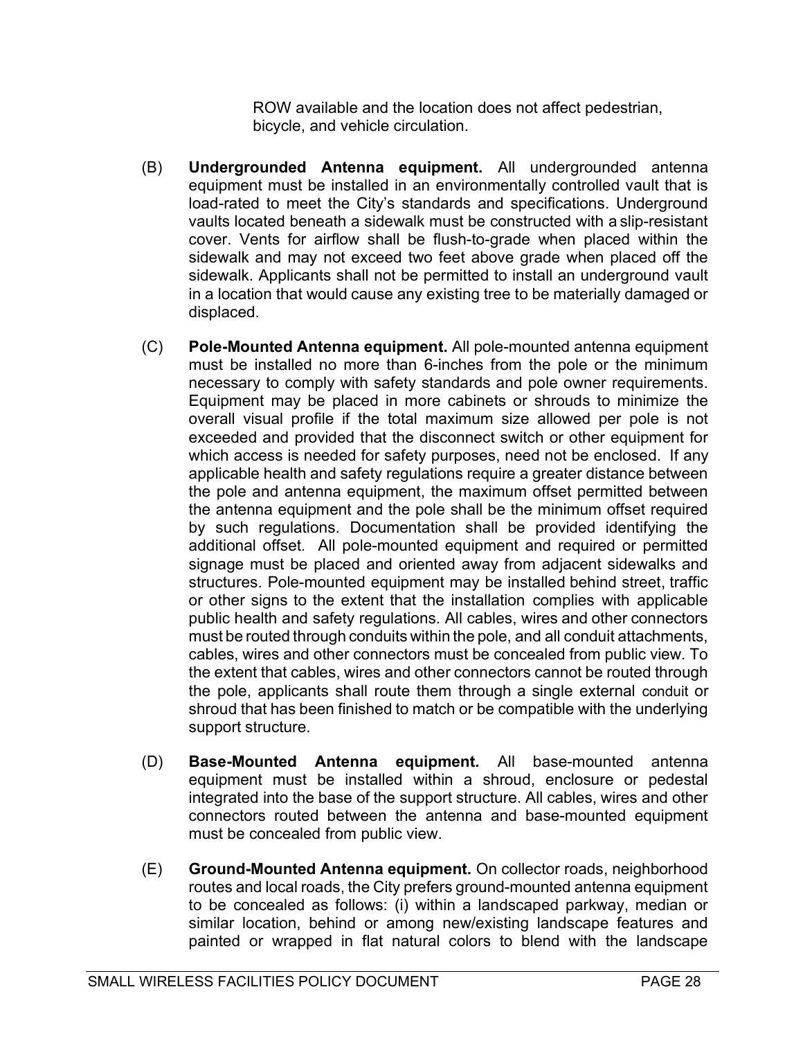ROW available and the location does not affect pedestrian, bicycle, and vehicle circulation.

(B) **Undergrounded Antenna equipment.** All undergrounded antenna equipment must be installed in an environmentally controlled vault that is load-rated to meet the City's standards and specifications. Underground vaults located beneath a sidewalk must be constructed with a slip-resistant cover. Vents for airflow shall be flush-to-grade when placed within the sidewalk and may not exceed two feet above grade when placed off the sidewalk. Applicants shall not be permitted to install an underground vault in a location that would cause any existing tree to be materially damaged or displaced.

(C) **Pole-Mounted Antenna equipment.** All pole-mounted antenna equipment must be installed no more than 6-inches from the pole or the minimum necessary to comply with safety standards and pole owner requirements. Equipment may be placed in more cabinets or shrouds to minimize the overall visual profile if the total maximum size allowed per pole is not exceeded and provided that the disconnect switch or other equipment for which access is needed for safety purposes, need not be enclosed. If any applicable health and safety regulations require a greater distance between the pole and antenna equipment, the maximum offset permitted between the antenna equipment and the pole shall be the minimum offset required by such regulations. Documentation shall be provided identifying the additional offset. All pole-mounted equipment and required or permitted signage must be placed and oriented away from adjacent sidewalks and structures. Pole-mounted equipment may be installed behind street, traffic or other signs to the extent that the installation complies with applicable public health and safety regulations. All cables, wires and other connectors must be routed through conduits within the pole, and all conduit attachments, cables, wires and other connectors must be concealed from public view. To the extent that cables, wires and other connectors cannot be routed through the pole, applicants shall route them through a single external conduit or shroud that has been finished to match or be compatible with the underlying support structure.

(D) **Base-Mounted Antenna equipment.** All base-mounted antenna equipment must be installed within a shroud, enclosure or pedestal integrated into the base of the support structure. All cables, wires and other connectors routed between the antenna and base-mounted equipment must be concealed from public view.

(E) **Ground-Mounted Antenna equipment.** On collector roads, neighborhood routes and local roads, the City prefers ground-mounted antenna equipment to be concealed as follows: (i) within a landscaped parkway, median or similar location, behind or among new/existing landscape features and painted or wrapped in flat natural colors to blend with the landscape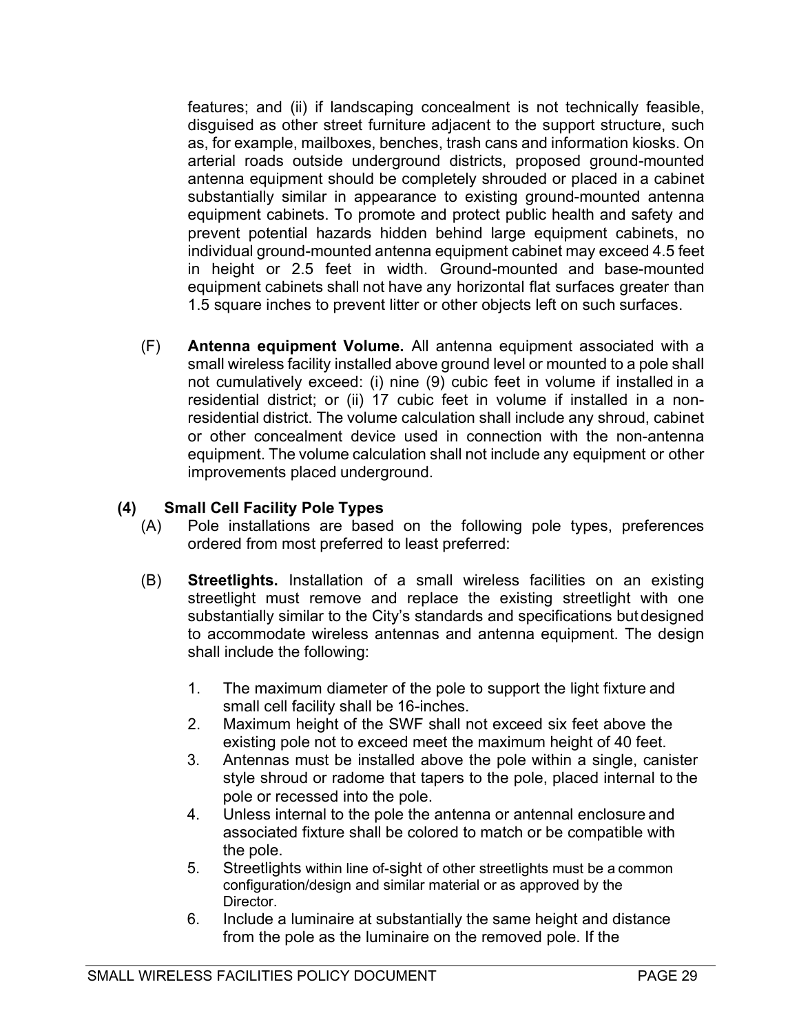features; and (ii) if landscaping concealment is not technically feasible, disguised as other street furniture adjacent to the support structure, such as, for example, mailboxes, benches, trash cans and information kiosks. On arterial roads outside underground districts, proposed ground-mounted antenna equipment should be completely shrouded or placed in a cabinet substantially similar in appearance to existing ground-mounted antenna equipment cabinets. To promote and protect public health and safety and prevent potential hazards hidden behind large equipment cabinets, no individual ground-mounted antenna equipment cabinet may exceed 4.5 feet in height or 2.5 feet in width. Ground-mounted and base-mounted equipment cabinets shall not have any horizontal flat surfaces greater than 1.5 square inches to prevent litter or other objects left on such surfaces.

(F) **Antenna equipment Volume.** All antenna equipment associated with a small wireless facility installed above ground level or mounted to a pole shall not cumulatively exceed: (i) nine (9) cubic feet in volume if installed in a residential district; or (ii) 17 cubic feet in volume if installed in a non-residential district. The volume calculation shall include any shroud, cabinet or other concealment device used in connection with the non-antenna equipment. The volume calculation shall not include any equipment or other improvements placed underground.

**(4) Small Cell Facility Pole Types**

(A) Pole installations are based on the following pole types, preferences ordered from most preferred to least preferred:

(B) **Streetlights.** Installation of a small wireless facilities on an existing streetlight must remove and replace the existing streetlight with one substantially similar to the City's standards and specifications but designed to accommodate wireless antennas and antenna equipment. The design shall include the following:

1. The maximum diameter of the pole to support the light fixture and small cell facility shall be 16-inches.
2. Maximum height of the SWF shall not exceed six feet above the existing pole not to exceed meet the maximum height of 40 feet.
3. Antennas must be installed above the pole within a single, canister style shroud or radome that tapers to the pole, placed internal to the pole or recessed into the pole.
4. Unless internal to the pole the antenna or antennal enclosure and associated fixture shall be colored to match or be compatible with the pole.
5. Streetlights within line of-sight of other streetlights must be a common configuration/design and similar material or as approved by the Director.
6. Include a luminaire at substantially the same height and distance from the pole as the luminaire on the removed pole. If the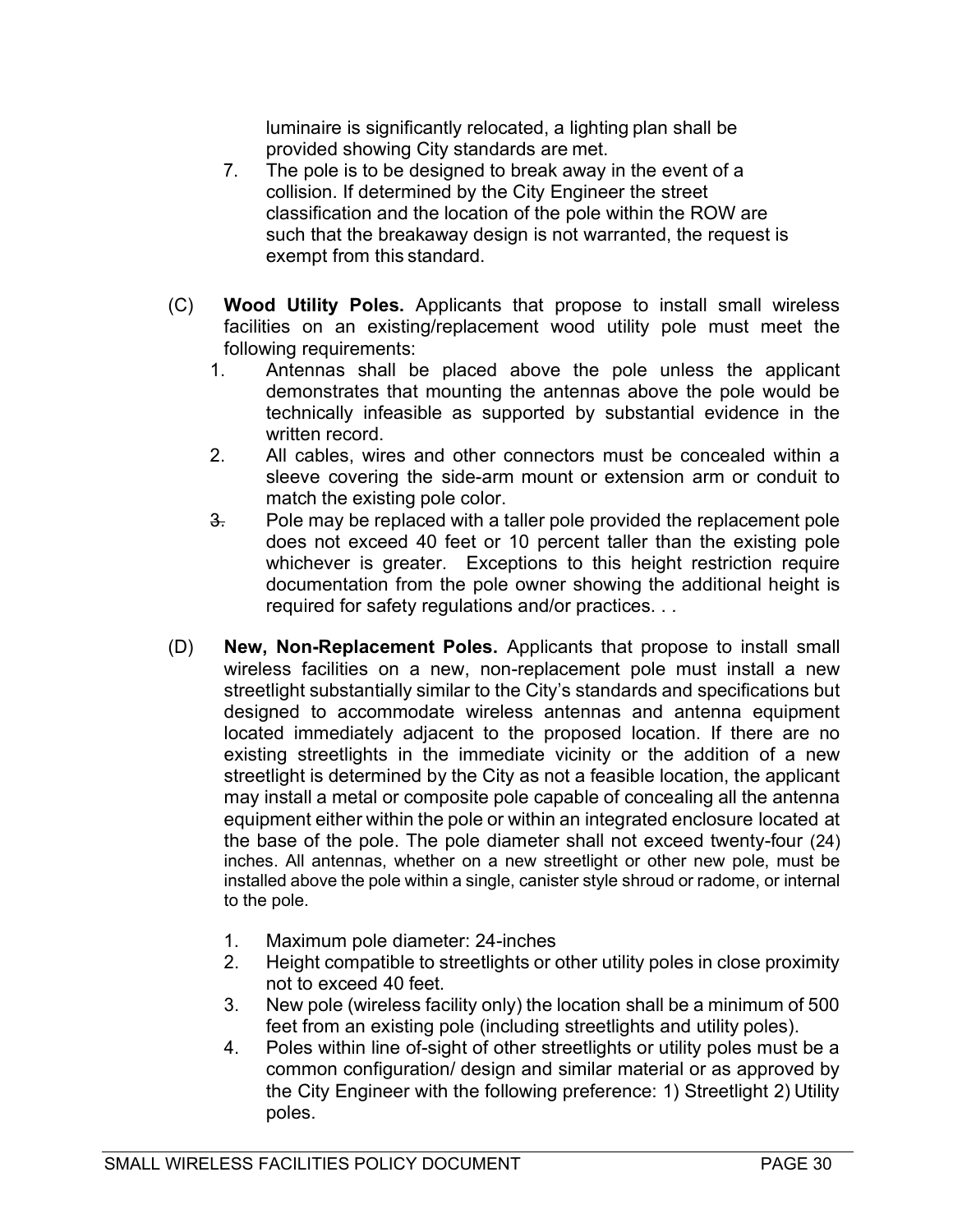luminaire is significantly relocated, a lighting plan shall be provided showing City standards are met.

7. The pole is to be designed to break away in the event of a collision. If determined by the City Engineer the street classification and the location of the pole within the ROW are such that the breakaway design is not warranted, the request is exempt from this standard.

(C) **Wood Utility Poles.** Applicants that propose to install small wireless facilities on an existing/replacement wood utility pole must meet the following requirements:

1. Antennas shall be placed above the pole unless the applicant demonstrates that mounting the antennas above the pole would be technically infeasible as supported by substantial evidence in the written record.
2. All cables, wires and other connectors must be concealed within a sleeve covering the side-arm mount or extension arm or conduit to match the existing pole color.
3. Pole may be replaced with a taller pole provided the replacement pole does not exceed 40 feet or 10 percent taller than the existing pole whichever is greater. Exceptions to this height restriction require documentation from the pole owner showing the additional height is required for safety regulations and/or practices. . .

(D) **New, Non-Replacement Poles.** Applicants that propose to install small wireless facilities on a new, non-replacement pole must install a new streetlight substantially similar to the City's standards and specifications but designed to accommodate wireless antennas and antenna equipment located immediately adjacent to the proposed location. If there are no existing streetlights in the immediate vicinity or the addition of a new streetlight is determined by the City as not a feasible location, the applicant may install a metal or composite pole capable of concealing all the antenna equipment either within the pole or within an integrated enclosure located at the base of the pole. The pole diameter shall not exceed twenty-four (24) inches. All antennas, whether on a new streetlight or other new pole, must be installed above the pole within a single, canister style shroud or radome, or internal to the pole.

1. Maximum pole diameter: 24-inches
2. Height compatible to streetlights or other utility poles in close proximity not to exceed 40 feet.
3. New pole (wireless facility only) the location shall be a minimum of 500 feet from an existing pole (including streetlights and utility poles).
4. Poles within line of-sight of other streetlights or utility poles must be a common configuration/ design and similar material or as approved by the City Engineer with the following preference: 1) Streetlight 2) Utility poles.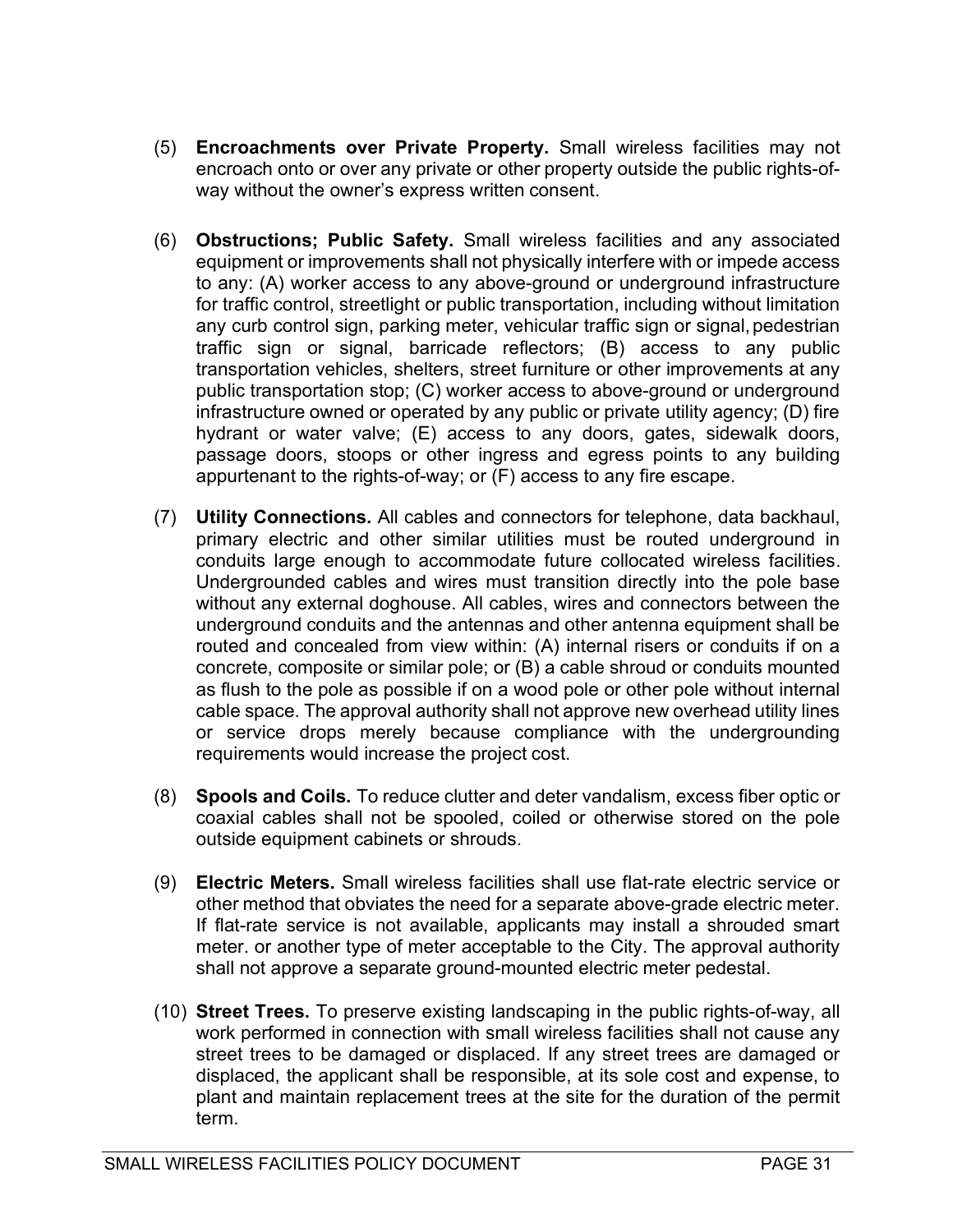(5) **Encroachments over Private Property.** Small wireless facilities may not encroach onto or over any private or other property outside the public rights-of-way without the owner's express written consent.

(6) **Obstructions; Public Safety.** Small wireless facilities and any associated equipment or improvements shall not physically interfere with or impede access to any: (A) worker access to any above-ground or underground infrastructure for traffic control, streetlight or public transportation, including without limitation any curb control sign, parking meter, vehicular traffic sign or signal, pedestrian traffic sign or signal, barricade reflectors; (B) access to any public transportation vehicles, shelters, street furniture or other improvements at any public transportation stop; (C) worker access to above-ground or underground infrastructure owned or operated by any public or private utility agency; (D) fire hydrant or water valve; (E) access to any doors, gates, sidewalk doors, passage doors, stoops or other ingress and egress points to any building appurtenant to the rights-of-way; or (F) access to any fire escape.

(7) **Utility Connections.** All cables and connectors for telephone, data backhaul, primary electric and other similar utilities must be routed underground in conduits large enough to accommodate future collocated wireless facilities. Undergrounded cables and wires must transition directly into the pole base without any external doghouse. All cables, wires and connectors between the underground conduits and the antennas and other antenna equipment shall be routed and concealed from view within: (A) internal risers or conduits if on a concrete, composite or similar pole; or (B) a cable shroud or conduits mounted as flush to the pole as possible if on a wood pole or other pole without internal cable space. The approval authority shall not approve new overhead utility lines or service drops merely because compliance with the undergrounding requirements would increase the project cost.

(8) **Spools and Coils.** To reduce clutter and deter vandalism, excess fiber optic or coaxial cables shall not be spooled, coiled or otherwise stored on the pole outside equipment cabinets or shrouds.

(9) **Electric Meters.** Small wireless facilities shall use flat-rate electric service or other method that obviates the need for a separate above-grade electric meter. If flat-rate service is not available, applicants may install a shrouded smart meter. or another type of meter acceptable to the City. The approval authority shall not approve a separate ground-mounted electric meter pedestal.

(10) **Street Trees.** To preserve existing landscaping in the public rights-of-way, all work performed in connection with small wireless facilities shall not cause any street trees to be damaged or displaced. If any street trees are damaged or displaced, the applicant shall be responsible, at its sole cost and expense, to plant and maintain replacement trees at the site for the duration of the permit term.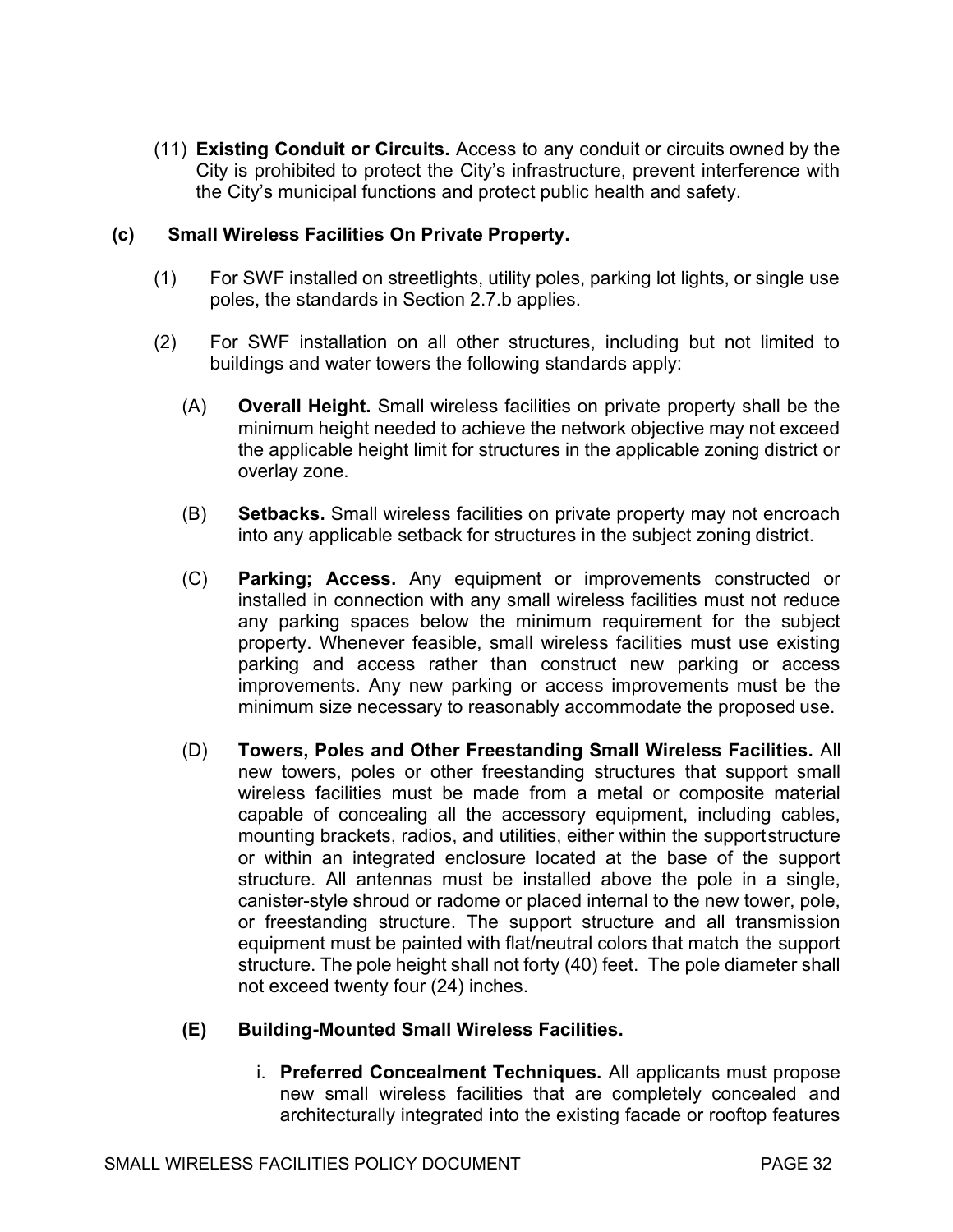(11) **Existing Conduit or Circuits.** Access to any conduit or circuits owned by the City is prohibited to protect the City's infrastructure, prevent interference with the City's municipal functions and protect public health and safety.

**(c) Small Wireless Facilities On Private Property.**

(1) For SWF installed on streetlights, utility poles, parking lot lights, or single use poles, the standards in Section 2.7.b applies.

(2) For SWF installation on all other structures, including but not limited to buildings and water towers the following standards apply:

(A) **Overall Height.** Small wireless facilities on private property shall be the minimum height needed to achieve the network objective may not exceed the applicable height limit for structures in the applicable zoning district or overlay zone.

(B) **Setbacks.** Small wireless facilities on private property may not encroach into any applicable setback for structures in the subject zoning district.

(C) **Parking; Access.** Any equipment or improvements constructed or installed in connection with any small wireless facilities must not reduce any parking spaces below the minimum requirement for the subject property. Whenever feasible, small wireless facilities must use existing parking and access rather than construct new parking or access improvements. Any new parking or access improvements must be the minimum size necessary to reasonably accommodate the proposed use.

(D) **Towers, Poles and Other Freestanding Small Wireless Facilities.** All new towers, poles or other freestanding structures that support small wireless facilities must be made from a metal or composite material capable of concealing all the accessory equipment, including cables, mounting brackets, radios, and utilities, either within the support structure or within an integrated enclosure located at the base of the support structure. All antennas must be installed above the pole in a single, canister-style shroud or radome or placed internal to the new tower, pole, or freestanding structure. The support structure and all transmission equipment must be painted with flat/neutral colors that match the support structure. The pole height shall not forty (40) feet. The pole diameter shall not exceed twenty four (24) inches.

**(E) Building-Mounted Small Wireless Facilities.**

i. **Preferred Concealment Techniques.** All applicants must propose new small wireless facilities that are completely concealed and architecturally integrated into the existing facade or rooftop features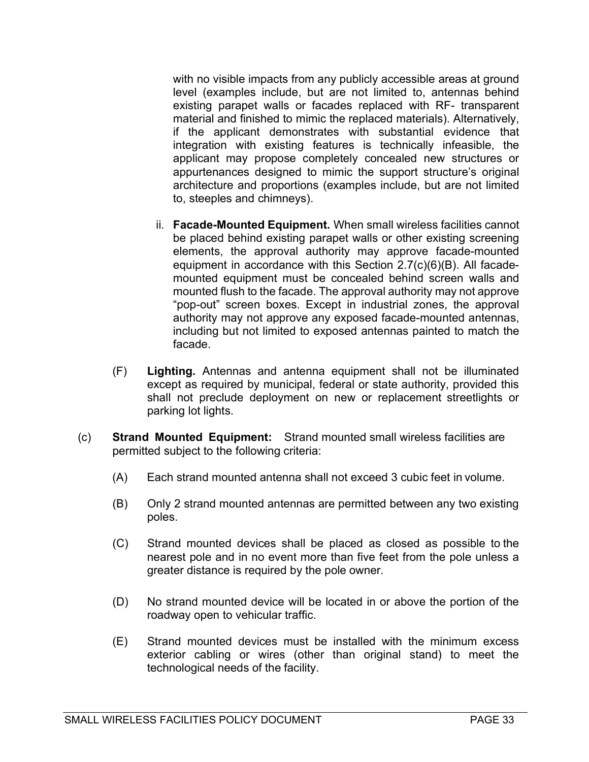with no visible impacts from any publicly accessible areas at ground level (examples include, but are not limited to, antennas behind existing parapet walls or facades replaced with RF- transparent material and finished to mimic the replaced materials). Alternatively, if the applicant demonstrates with substantial evidence that integration with existing features is technically infeasible, the applicant may propose completely concealed new structures or appurtenances designed to mimic the support structure's original architecture and proportions (examples include, but are not limited to, steeples and chimneys).

ii. **Facade-Mounted Equipment.** When small wireless facilities cannot be placed behind existing parapet walls or other existing screening elements, the approval authority may approve facade-mounted equipment in accordance with this Section 2.7(c)(6)(B). All facade-mounted equipment must be concealed behind screen walls and mounted flush to the facade. The approval authority may not approve "pop-out" screen boxes. Except in industrial zones, the approval authority may not approve any exposed facade-mounted antennas, including but not limited to exposed antennas painted to match the facade.

(F) **Lighting.** Antennas and antenna equipment shall not be illuminated except as required by municipal, federal or state authority, provided this shall not preclude deployment on new or replacement streetlights or parking lot lights.

(c) **Strand Mounted Equipment:** Strand mounted small wireless facilities are permitted subject to the following criteria:

(A) Each strand mounted antenna shall not exceed 3 cubic feet in volume.

(B) Only 2 strand mounted antennas are permitted between any two existing poles.

(C) Strand mounted devices shall be placed as closed as possible to the nearest pole and in no event more than five feet from the pole unless a greater distance is required by the pole owner.

(D) No strand mounted device will be located in or above the portion of the roadway open to vehicular traffic.

(E) Strand mounted devices must be installed with the minimum excess exterior cabling or wires (other than original stand) to meet the technological needs of the facility.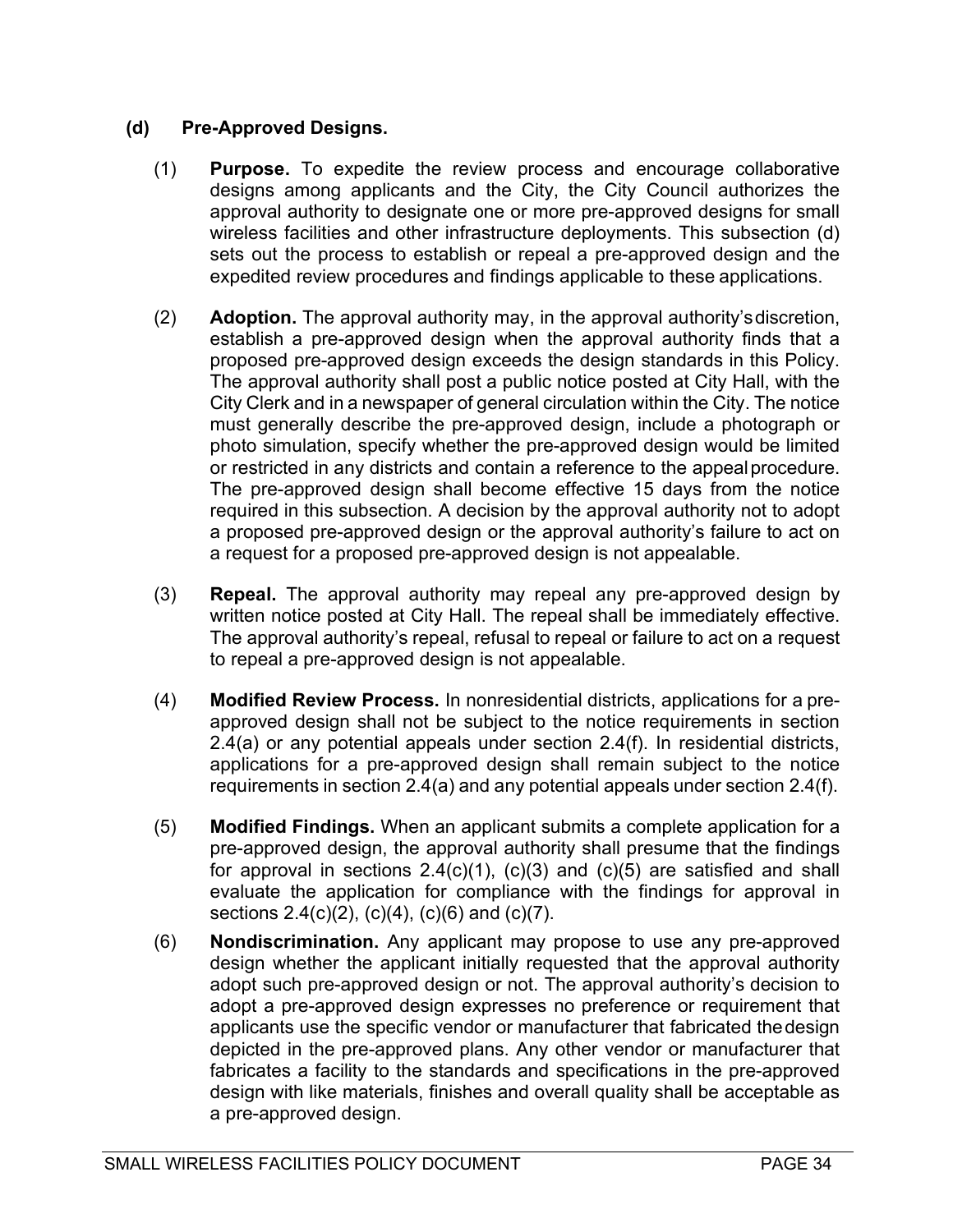**(d) Pre-Approved Designs.**

(1) **Purpose.** To expedite the review process and encourage collaborative designs among applicants and the City, the City Council authorizes the approval authority to designate one or more pre-approved designs for small wireless facilities and other infrastructure deployments. This subsection (d) sets out the process to establish or repeal a pre-approved design and the expedited review procedures and findings applicable to these applications.

(2) **Adoption.** The approval authority may, in the approval authority's discretion, establish a pre-approved design when the approval authority finds that a proposed pre-approved design exceeds the design standards in this Policy. The approval authority shall post a public notice posted at City Hall, with the City Clerk and in a newspaper of general circulation within the City. The notice must generally describe the pre-approved design, include a photograph or photo simulation, specify whether the pre-approved design would be limited or restricted in any districts and contain a reference to the appeal procedure. The pre-approved design shall become effective 15 days from the notice required in this subsection. A decision by the approval authority not to adopt a proposed pre-approved design or the approval authority's failure to act on a request for a proposed pre-approved design is not appealable.

(3) **Repeal.** The approval authority may repeal any pre-approved design by written notice posted at City Hall. The repeal shall be immediately effective. The approval authority's repeal, refusal to repeal or failure to act on a request to repeal a pre-approved design is not appealable.

(4) **Modified Review Process.** In nonresidential districts, applications for a pre-approved design shall not be subject to the notice requirements in section 2.4(a) or any potential appeals under section 2.4(f). In residential districts, applications for a pre-approved design shall remain subject to the notice requirements in section 2.4(a) and any potential appeals under section 2.4(f).

(5) **Modified Findings.** When an applicant submits a complete application for a pre-approved design, the approval authority shall presume that the findings for approval in sections 2.4(c)(1), (c)(3) and (c)(5) are satisfied and shall evaluate the application for compliance with the findings for approval in sections 2.4(c)(2), (c)(4), (c)(6) and (c)(7).

(6) **Nondiscrimination.** Any applicant may propose to use any pre-approved design whether the applicant initially requested that the approval authority adopt such pre-approved design or not. The approval authority's decision to adopt a pre-approved design expresses no preference or requirement that applicants use the specific vendor or manufacturer that fabricated the design depicted in the pre-approved plans. Any other vendor or manufacturer that fabricates a facility to the standards and specifications in the pre-approved design with like materials, finishes and overall quality shall be acceptable as a pre-approved design.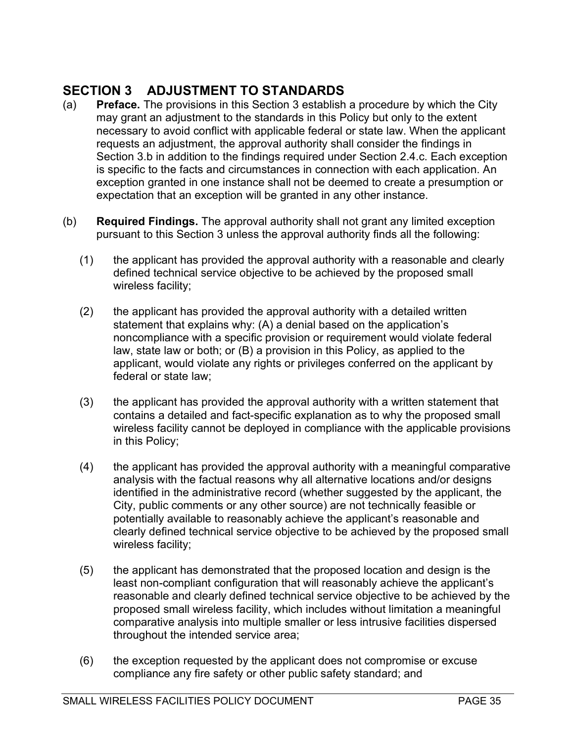## SECTION 3 ADJUSTMENT TO STANDARDS

(a) **Preface.** The provisions in this Section 3 establish a procedure by which the City may grant an adjustment to the standards in this Policy but only to the extent necessary to avoid conflict with applicable federal or state law. When the applicant requests an adjustment, the approval authority shall consider the findings in Section 3.b in addition to the findings required under Section 2.4.c. Each exception is specific to the facts and circumstances in connection with each application. An exception granted in one instance shall not be deemed to create a presumption or expectation that an exception will be granted in any other instance.

(b) **Required Findings.** The approval authority shall not grant any limited exception pursuant to this Section 3 unless the approval authority finds all the following:

(1) the applicant has provided the approval authority with a reasonable and clearly defined technical service objective to be achieved by the proposed small wireless facility;

(2) the applicant has provided the approval authority with a detailed written statement that explains why: (A) a denial based on the application's noncompliance with a specific provision or requirement would violate federal law, state law or both; or (B) a provision in this Policy, as applied to the applicant, would violate any rights or privileges conferred on the applicant by federal or state law;

(3) the applicant has provided the approval authority with a written statement that contains a detailed and fact-specific explanation as to why the proposed small wireless facility cannot be deployed in compliance with the applicable provisions in this Policy;

(4) the applicant has provided the approval authority with a meaningful comparative analysis with the factual reasons why all alternative locations and/or designs identified in the administrative record (whether suggested by the applicant, the City, public comments or any other source) are not technically feasible or potentially available to reasonably achieve the applicant's reasonable and clearly defined technical service objective to be achieved by the proposed small wireless facility;

(5) the applicant has demonstrated that the proposed location and design is the least non-compliant configuration that will reasonably achieve the applicant's reasonable and clearly defined technical service objective to be achieved by the proposed small wireless facility, which includes without limitation a meaningful comparative analysis into multiple smaller or less intrusive facilities dispersed throughout the intended service area;

(6) the exception requested by the applicant does not compromise or excuse compliance any fire safety or other public safety standard; and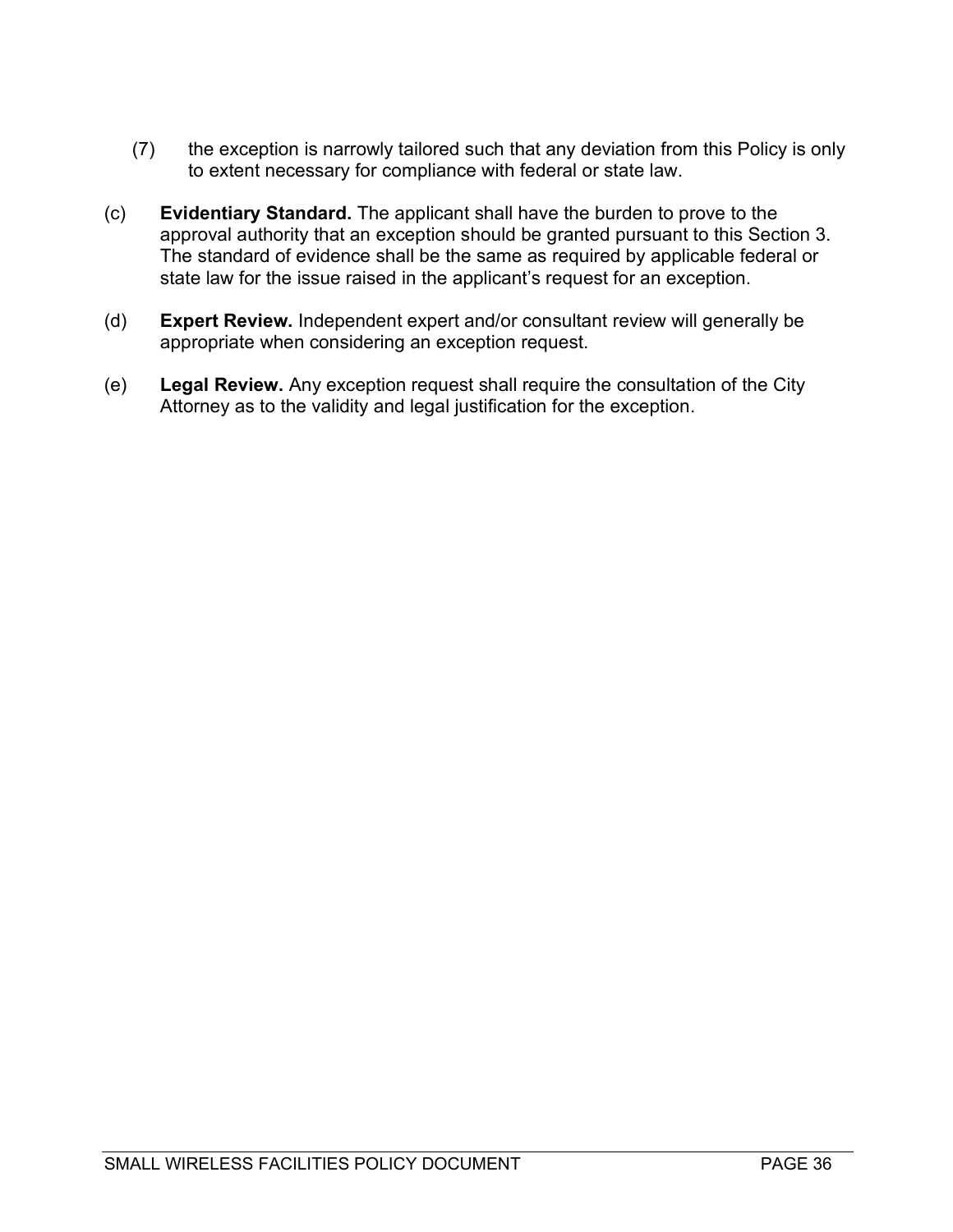(7) the exception is narrowly tailored such that any deviation from this Policy is only to extent necessary for compliance with federal or state law.

(c) **Evidentiary Standard.** The applicant shall have the burden to prove to the approval authority that an exception should be granted pursuant to this Section 3. The standard of evidence shall be the same as required by applicable federal or state law for the issue raised in the applicant's request for an exception.

(d) **Expert Review.** Independent expert and/or consultant review will generally be appropriate when considering an exception request.

(e) **Legal Review.** Any exception request shall require the consultation of the City Attorney as to the validity and legal justification for the exception.